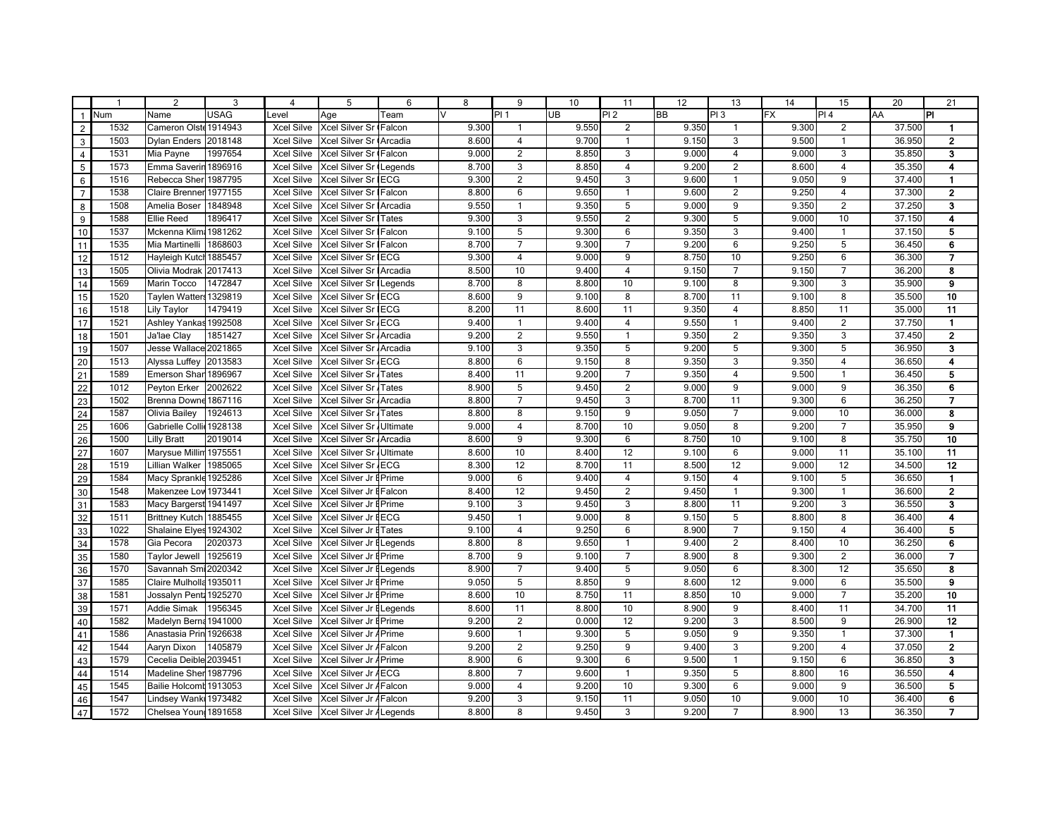| | 1 | 2 | 3 | 4 | 5 | 6 | 8 | 9 | 10 | 11 | 12 | 13 | 14 | 15 | 20 | 21 |
|---|---|---|---|---|---|---|---|---|---|---|---|---|---|---|---|---|
| 1 | Num | Name | USAG | Level | Age | Team | V | Pl 1 | UB | Pl 2 | BB | Pl 3 | FX | Pl 4 | AA | **Pl** |
| 2 | 1532 | Cameron Olste | 1914943 | Xcel Silve | Xcel Silver Sr ( | Falcon | 9.300 | 1 | 9.550 | 2 | 9.350 | 1 | 9.300 | 2 | 37.500 | **1** |
| 3 | 1503 | Dylan Enders | 2018148 | Xcel Silve | Xcel Silver Sr ( | Arcadia | 8.600 | 4 | 9.700 | 1 | 9.150 | 3 | 9.500 | 1 | 36.950 | **2** |
| 4 | 1531 | Mia Payne | 1997654 | Xcel Silve | Xcel Silver Sr ( | Falcon | 9.000 | 2 | 8.850 | 3 | 9.000 | 4 | 9.000 | 3 | 35.850 | **3** |
| 5 | 1573 | Emma Saverin | 1896916 | Xcel Silve | Xcel Silver Sr ( | Legends | 8.700 | 3 | 8.850 | 4 | 9.200 | 2 | 8.600 | 4 | 35.350 | **4** |
| 6 | 1516 | Rebecca Sher | 1987795 | Xcel Silve | Xcel Silver Sr I | ECG | 9.300 | 2 | 9.450 | 3 | 9.600 | 1 | 9.050 | 9 | 37.400 | **1** |
| 7 | 1538 | Claire Brenner | 1977155 | Xcel Silve | Xcel Silver Sr I | Falcon | 8.800 | 6 | 9.650 | 1 | 9.600 | 2 | 9.250 | 4 | 37.300 | **2** |
| 8 | 1508 | Amelia Boser | 1848948 | Xcel Silve | Xcel Silver Sr I | Arcadia | 9.550 | 1 | 9.350 | 5 | 9.000 | 9 | 9.350 | 2 | 37.250 | **3** |
| 9 | 1588 | Ellie Reed | 1896417 | Xcel Silve | Xcel Silver Sr I | Tates | 9.300 | 3 | 9.550 | 2 | 9.300 | 5 | 9.000 | 10 | 37.150 | **4** |
| 10 | 1537 | Mckenna Klim | 1981262 | Xcel Silve | Xcel Silver Sr I | Falcon | 9.100 | 5 | 9.300 | 6 | 9.350 | 3 | 9.400 | 1 | 37.150 | **5** |
| 11 | 1535 | Mia Martinelli | 1868603 | Xcel Silve | Xcel Silver Sr I | Falcon | 8.700 | 7 | 9.300 | 7 | 9.200 | 6 | 9.250 | 5 | 36.450 | **6** |
| 12 | 1512 | Hayleigh Kutch | 1885457 | Xcel Silve | Xcel Silver Sr I | ECG | 9.300 | 4 | 9.000 | 9 | 8.750 | 10 | 9.250 | 6 | 36.300 | **7** |
| 13 | 1505 | Olivia Modrak | 2017413 | Xcel Silve | Xcel Silver Sr I | Arcadia | 8.500 | 10 | 9.400 | 4 | 9.150 | 7 | 9.150 | 7 | 36.200 | **8** |
| 14 | 1569 | Marin Tocco | 1472847 | Xcel Silve | Xcel Silver Sr I | Legends | 8.700 | 8 | 8.800 | 10 | 9.100 | 8 | 9.300 | 3 | 35.900 | **9** |
| 15 | 1520 | Taylen Watters | 1329819 | Xcel Silve | Xcel Silver Sr I | ECG | 8.600 | 9 | 9.100 | 8 | 8.700 | 11 | 9.100 | 8 | 35.500 | **10** |
| 16 | 1518 | Lily Taylor | 1479419 | Xcel Silve | Xcel Silver Sr I | ECG | 8.200 | 11 | 8.600 | 11 | 9.350 | 4 | 8.850 | 11 | 35.000 | **11** |
| 17 | 1521 | Ashley Yankas | 1992508 | Xcel Silve | Xcel Silver Sr / | ECG | 9.400 | 1 | 9.400 | 4 | 9.550 | 1 | 9.400 | 2 | 37.750 | **1** |
| 18 | 1501 | Ja'lae Clay | 1851427 | Xcel Silve | Xcel Silver Sr / | Arcadia | 9.200 | 2 | 9.550 | 1 | 9.350 | 2 | 9.350 | 3 | 37.450 | **2** |
| 19 | 1507 | Jesse Wallace | 2021865 | Xcel Silve | Xcel Silver Sr / | Arcadia | 9.100 | 3 | 9.350 | 5 | 9.200 | 5 | 9.300 | 5 | 36.950 | **3** |
| 20 | 1513 | Alyssa Luffey | 2013583 | Xcel Silve | Xcel Silver Sr / | ECG | 8.800 | 6 | 9.150 | 8 | 9.350 | 3 | 9.350 | 4 | 36.650 | **4** |
| 21 | 1589 | Emerson Shar | 1896967 | Xcel Silve | Xcel Silver Sr / | Tates | 8.400 | 11 | 9.200 | 7 | 9.350 | 4 | 9.500 | 1 | 36.450 | **5** |
| 22 | 1012 | Peyton Erker | 2002622 | Xcel Silve | Xcel Silver Sr / | Tates | 8.900 | 5 | 9.450 | 2 | 9.000 | 9 | 9.000 | 9 | 36.350 | **6** |
| 23 | 1502 | Brenna Downe | 1867116 | Xcel Silve | Xcel Silver Sr / | Arcadia | 8.800 | 7 | 9.450 | 3 | 8.700 | 11 | 9.300 | 6 | 36.250 | **7** |
| 24 | 1587 | Olivia Bailey | 1924613 | Xcel Silve | Xcel Silver Sr / | Tates | 8.800 | 8 | 9.150 | 9 | 9.050 | 7 | 9.000 | 10 | 36.000 | **8** |
| 25 | 1606 | Gabrielle Colli | 1928138 | Xcel Silve | Xcel Silver Sr / | Ultimate | 9.000 | 4 | 8.700 | 10 | 9.050 | 8 | 9.200 | 7 | 35.950 | **9** |
| 26 | 1500 | Lilly Bratt | 2019014 | Xcel Silve | Xcel Silver Sr / | Arcadia | 8.600 | 9 | 9.300 | 6 | 8.750 | 10 | 9.100 | 8 | 35.750 | **10** |
| 27 | 1607 | Marysue Millin | 1975551 | Xcel Silve | Xcel Silver Sr / | Ultimate | 8.600 | 10 | 8.400 | 12 | 9.100 | 6 | 9.000 | 11 | 35.100 | **11** |
| 28 | 1519 | Lillian Walker | 1985065 | Xcel Silve | Xcel Silver Sr / | ECG | 8.300 | 12 | 8.700 | 11 | 8.500 | 12 | 9.000 | 12 | 34.500 | **12** |
| 29 | 1584 | Macy Sprankle | 1925286 | Xcel Silve | Xcel Silver Jr E | Prime | 9.000 | 6 | 9.400 | 4 | 9.150 | 4 | 9.100 | 5 | 36.650 | **1** |
| 30 | 1548 | Makenzee Lov | 1973441 | Xcel Silve | Xcel Silver Jr E | Falcon | 8.400 | 12 | 9.450 | 2 | 9.450 | 1 | 9.300 | 1 | 36.600 | **2** |
| 31 | 1583 | Macy Bargerst | 1941497 | Xcel Silve | Xcel Silver Jr E | Prime | 9.100 | 3 | 9.450 | 3 | 8.800 | 11 | 9.200 | 3 | 36.550 | **3** |
| 32 | 1511 | Brittney Kutch | 1885455 | Xcel Silve | Xcel Silver Jr E | ECG | 9.450 | 1 | 9.000 | 8 | 9.150 | 5 | 8.800 | 8 | 36.400 | **4** |
| 33 | 1022 | Shalaine Elyes | 1924302 | Xcel Silve | Xcel Silver Jr E | Tates | 9.100 | 4 | 9.250 | 6 | 8.900 | 7 | 9.150 | 4 | 36.400 | **5** |
| 34 | 1578 | Gia Pecora | 2020373 | Xcel Silve | Xcel Silver Jr E | Legends | 8.800 | 8 | 9.650 | 1 | 9.400 | 2 | 8.400 | 10 | 36.250 | **6** |
| 35 | 1580 | Taylor Jewell | 1925619 | Xcel Silve | Xcel Silver Jr E | Prime | 8.700 | 9 | 9.100 | 7 | 8.900 | 8 | 9.300 | 2 | 36.000 | **7** |
| 36 | 1570 | Savannah Smi | 2020342 | Xcel Silve | Xcel Silver Jr E | Legends | 8.900 | 7 | 9.400 | 5 | 9.050 | 6 | 8.300 | 12 | 35.650 | **8** |
| 37 | 1585 | Claire Mulholla | 1935011 | Xcel Silve | Xcel Silver Jr E | Prime | 9.050 | 5 | 8.850 | 9 | 8.600 | 12 | 9.000 | 6 | 35.500 | **9** |
| 38 | 1581 | Jossalyn Pentz | 1925270 | Xcel Silve | Xcel Silver Jr E | Prime | 8.600 | 10 | 8.750 | 11 | 8.850 | 10 | 9.000 | 7 | 35.200 | **10** |
| 39 | 1571 | Addie Simak | 1956345 | Xcel Silve | Xcel Silver Jr E | Legends | 8.600 | 11 | 8.800 | 10 | 8.900 | 9 | 8.400 | 11 | 34.700 | **11** |
| 40 | 1582 | Madelyn Berna | 1941000 | Xcel Silve | Xcel Silver Jr E | Prime | 9.200 | 2 | 0.000 | 12 | 9.200 | 3 | 8.500 | 9 | 26.900 | **12** |
| 41 | 1586 | Anastasia Prin | 1926638 | Xcel Silve | Xcel Silver Jr / | Prime | 9.600 | 1 | 9.300 | 5 | 9.050 | 9 | 9.350 | 1 | 37.300 | **1** |
| 42 | 1544 | Aaryn Dixon | 1405879 | Xcel Silve | Xcel Silver Jr / | Falcon | 9.200 | 2 | 9.250 | 9 | 9.400 | 3 | 9.200 | 4 | 37.050 | **2** |
| 43 | 1579 | Cecelia Deible | 2039451 | Xcel Silve | Xcel Silver Jr / | Prime | 8.900 | 6 | 9.300 | 6 | 9.500 | 1 | 9.150 | 6 | 36.850 | **3** |
| 44 | 1514 | Madeline Sher | 1987796 | Xcel Silve | Xcel Silver Jr / | ECG | 8.800 | 7 | 9.600 | 1 | 9.350 | 5 | 8.800 | 16 | 36.550 | **4** |
| 45 | 1545 | Bailie Holcomb | 1913053 | Xcel Silve | Xcel Silver Jr / | Falcon | 9.000 | 4 | 9.200 | 10 | 9.300 | 6 | 9.000 | 9 | 36.500 | **5** |
| 46 | 1547 | Lindsey Wank | 1973482 | Xcel Silve | Xcel Silver Jr / | Falcon | 9.200 | 3 | 9.150 | 11 | 9.050 | 10 | 9.000 | 10 | 36.400 | **6** |
| 47 | 1572 | Chelsea Young | 1891658 | Xcel Silve | Xcel Silver Jr / | Legends | 8.800 | 8 | 9.450 | 3 | 9.200 | 7 | 8.900 | 13 | 36.350 | **7** |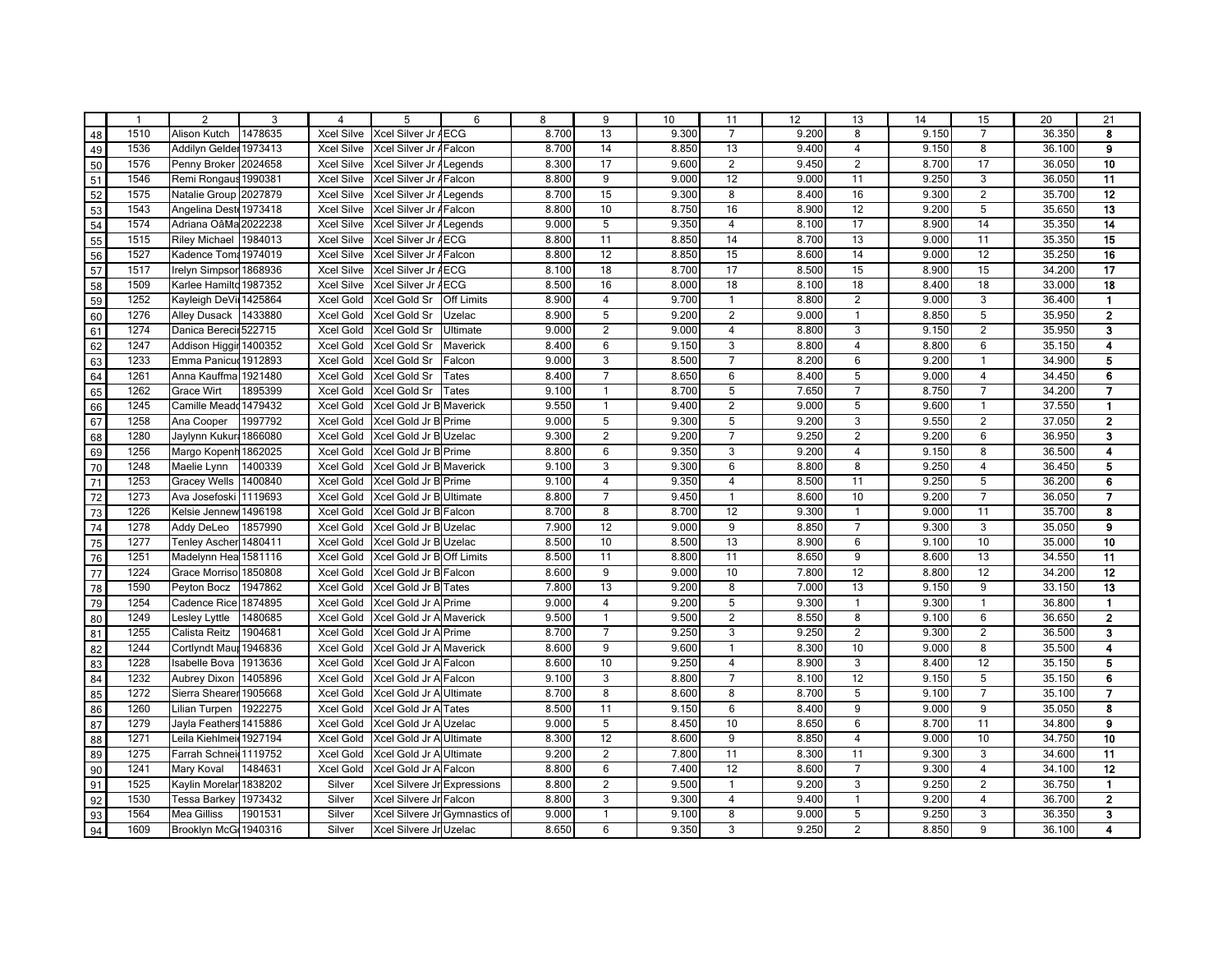| | 1 | 2 | 3 | 4 | 5 | 6 | 8 | 9 | 10 | 11 | 12 | 13 | 14 | 15 | 20 | 21 |
|---|---|---|---|---|---|---|---|---|---|---|---|---|---|---|---|---|
| 48 | 1510 | Alison Kutch | 1478635 | Xcel Silve | Xcel Silver Jr A | ECG | 8.700 | 13 | 9.300 | 7 | 9.200 | 8 | 9.150 | 7 | 36.350 | 8 |
| 49 | 1536 | Addilyn Gelder | 1973413 | Xcel Silve | Xcel Silver Jr A | Falcon | 8.700 | 14 | 8.850 | 13 | 9.400 | 4 | 9.150 | 8 | 36.100 | 9 |
| 50 | 1576 | Penny Broker | 2024658 | Xcel Silve | Xcel Silver Jr A | Legends | 8.300 | 17 | 9.600 | 2 | 9.450 | 2 | 8.700 | 17 | 36.050 | 10 |
| 51 | 1546 | Remi Rongaus | 1990381 | Xcel Silve | Xcel Silver Jr A | Falcon | 8.800 | 9 | 9.000 | 12 | 9.000 | 11 | 9.250 | 3 | 36.050 | 11 |
| 52 | 1575 | Natalie Group | 2027879 | Xcel Silve | Xcel Silver Jr A | Legends | 8.700 | 15 | 9.300 | 8 | 8.400 | 16 | 9.300 | 2 | 35.700 | 12 |
| 53 | 1543 | Angelina Deste | 1973418 | Xcel Silve | Xcel Silver Jr A | Falcon | 8.800 | 10 | 8.750 | 16 | 8.900 | 12 | 9.200 | 5 | 35.650 | 13 |
| 54 | 1574 | Adriana OâMa | 2022238 | Xcel Silve | Xcel Silver Jr A | Legends | 9.000 | 5 | 9.350 | 4 | 8.100 | 17 | 8.900 | 14 | 35.350 | 14 |
| 55 | 1515 | Riley Michael | 1984013 | Xcel Silve | Xcel Silver Jr A | ECG | 8.800 | 11 | 8.850 | 14 | 8.700 | 13 | 9.000 | 11 | 35.350 | 15 |
| 56 | 1527 | Kadence Toma | 1974019 | Xcel Silve | Xcel Silver Jr A | Falcon | 8.800 | 12 | 8.850 | 15 | 8.600 | 14 | 9.000 | 12 | 35.250 | 16 |
| 57 | 1517 | Irelyn Simpson | 1868936 | Xcel Silve | Xcel Silver Jr A | ECG | 8.100 | 18 | 8.700 | 17 | 8.500 | 15 | 8.900 | 15 | 34.200 | 17 |
| 58 | 1509 | Karlee Hamilto | 1987352 | Xcel Silve | Xcel Silver Jr A | ECG | 8.500 | 16 | 8.000 | 18 | 8.100 | 18 | 8.400 | 18 | 33.000 | 18 |
| 59 | 1252 | Kayleigh DeVi | 1425864 | Xcel Gold | Xcel Gold Sr | Off Limits | 8.900 | 4 | 9.700 | 1 | 8.800 | 2 | 9.000 | 3 | 36.400 | 1 |
| 60 | 1276 | Alley Dusack | 1433880 | Xcel Gold | Xcel Gold Sr | Uzelac | 8.900 | 5 | 9.200 | 2 | 9.000 | 1 | 8.850 | 5 | 35.950 | 2 |
| 61 | 1274 | Danica Bereci | 522715 | Xcel Gold | Xcel Gold Sr | Ultimate | 9.000 | 2 | 9.000 | 4 | 8.800 | 3 | 9.150 | 2 | 35.950 | 3 |
| 62 | 1247 | Addison Higgi | 1400352 | Xcel Gold | Xcel Gold Sr | Maverick | 8.400 | 6 | 9.150 | 3 | 8.800 | 4 | 8.800 | 6 | 35.150 | 4 |
| 63 | 1233 | Emma Panicu | 1912893 | Xcel Gold | Xcel Gold Sr | Falcon | 9.000 | 3 | 8.500 | 7 | 8.200 | 6 | 9.200 | 1 | 34.900 | 5 |
| 64 | 1261 | Anna Kauffma | 1921480 | Xcel Gold | Xcel Gold Sr | Tates | 8.400 | 7 | 8.650 | 6 | 8.400 | 5 | 9.000 | 4 | 34.450 | 6 |
| 65 | 1262 | Grace Wirt | 1895399 | Xcel Gold | Xcel Gold Sr | Tates | 9.100 | 1 | 8.700 | 5 | 7.650 | 7 | 8.750 | 7 | 34.200 | 7 |
| 66 | 1245 | Camille Meado | 1479432 | Xcel Gold | Xcel Gold Jr B | Maverick | 9.550 | 1 | 9.400 | 2 | 9.000 | 5 | 9.600 | 1 | 37.550 | 1 |
| 67 | 1258 | Ana Cooper | 1997792 | Xcel Gold | Xcel Gold Jr B | Prime | 9.000 | 5 | 9.300 | 5 | 9.200 | 3 | 9.550 | 2 | 37.050 | 2 |
| 68 | 1280 | Jaylynn Kukur | 1866080 | Xcel Gold | Xcel Gold Jr B | Uzelac | 9.300 | 2 | 9.200 | 7 | 9.250 | 2 | 9.200 | 6 | 36.950 | 3 |
| 69 | 1256 | Margo Kopenh | 1862025 | Xcel Gold | Xcel Gold Jr B | Prime | 8.800 | 6 | 9.350 | 3 | 9.200 | 4 | 9.150 | 8 | 36.500 | 4 |
| 70 | 1248 | Maelie Lynn | 1400339 | Xcel Gold | Xcel Gold Jr B | Maverick | 9.100 | 3 | 9.300 | 6 | 8.800 | 8 | 9.250 | 4 | 36.450 | 5 |
| 71 | 1253 | Gracey Wells | 1400840 | Xcel Gold | Xcel Gold Jr B | Prime | 9.100 | 4 | 9.350 | 4 | 8.500 | 11 | 9.250 | 5 | 36.200 | 6 |
| 72 | 1273 | Ava Josefoski | 1119693 | Xcel Gold | Xcel Gold Jr B | Ultimate | 8.800 | 7 | 9.450 | 1 | 8.600 | 10 | 9.200 | 7 | 36.050 | 7 |
| 73 | 1226 | Kelsie Jennew | 1496198 | Xcel Gold | Xcel Gold Jr B | Falcon | 8.700 | 8 | 8.700 | 12 | 9.300 | 1 | 9.000 | 11 | 35.700 | 8 |
| 74 | 1278 | Addy DeLeo | 1857990 | Xcel Gold | Xcel Gold Jr B | Uzelac | 7.900 | 12 | 9.000 | 9 | 8.850 | 7 | 9.300 | 3 | 35.050 | 9 |
| 75 | 1277 | Tenley Ascher | 1480411 | Xcel Gold | Xcel Gold Jr B | Uzelac | 8.500 | 10 | 8.500 | 13 | 8.900 | 6 | 9.100 | 10 | 35.000 | 10 |
| 76 | 1251 | Madelynn Hea | 1581116 | Xcel Gold | Xcel Gold Jr B | Off Limits | 8.500 | 11 | 8.800 | 11 | 8.650 | 9 | 8.600 | 13 | 34.550 | 11 |
| 77 | 1224 | Grace Morriso | 1850808 | Xcel Gold | Xcel Gold Jr B | Falcon | 8.600 | 9 | 9.000 | 10 | 7.800 | 12 | 8.800 | 12 | 34.200 | 12 |
| 78 | 1590 | Peyton Bocz | 1947862 | Xcel Gold | Xcel Gold Jr B | Tates | 7.800 | 13 | 9.200 | 8 | 7.000 | 13 | 9.150 | 9 | 33.150 | 13 |
| 79 | 1254 | Cadence Rice | 1874895 | Xcel Gold | Xcel Gold Jr A | Prime | 9.000 | 4 | 9.200 | 5 | 9.300 | 1 | 9.300 | 1 | 36.800 | 1 |
| 80 | 1249 | Lesley Lyttle | 1480685 | Xcel Gold | Xcel Gold Jr A | Maverick | 9.500 | 1 | 9.500 | 2 | 8.550 | 8 | 9.100 | 6 | 36.650 | 2 |
| 81 | 1255 | Calista Reitz | 1904681 | Xcel Gold | Xcel Gold Jr A | Prime | 8.700 | 7 | 9.250 | 3 | 9.250 | 2 | 9.300 | 2 | 36.500 | 3 |
| 82 | 1244 | Cortlyndt Mau | 1946836 | Xcel Gold | Xcel Gold Jr A | Maverick | 8.600 | 9 | 9.600 | 1 | 8.300 | 10 | 9.000 | 8 | 35.500 | 4 |
| 83 | 1228 | Isabelle Bova | 1913636 | Xcel Gold | Xcel Gold Jr A | Falcon | 8.600 | 10 | 9.250 | 4 | 8.900 | 3 | 8.400 | 12 | 35.150 | 5 |
| 84 | 1232 | Aubrey Dixon | 1405896 | Xcel Gold | Xcel Gold Jr A | Falcon | 9.100 | 3 | 8.800 | 7 | 8.100 | 12 | 9.150 | 5 | 35.150 | 6 |
| 85 | 1272 | Sierra Shearer | 1905668 | Xcel Gold | Xcel Gold Jr A | Ultimate | 8.700 | 8 | 8.600 | 8 | 8.700 | 5 | 9.100 | 7 | 35.100 | 7 |
| 86 | 1260 | Lilian Turpen | 1922275 | Xcel Gold | Xcel Gold Jr A | Tates | 8.500 | 11 | 9.150 | 6 | 8.400 | 9 | 9.000 | 9 | 35.050 | 8 |
| 87 | 1279 | Jayla Feathers | 1415886 | Xcel Gold | Xcel Gold Jr A | Uzelac | 9.000 | 5 | 8.450 | 10 | 8.650 | 6 | 8.700 | 11 | 34.800 | 9 |
| 88 | 1271 | Leila Kiehlmei | 1927194 | Xcel Gold | Xcel Gold Jr A | Ultimate | 8.300 | 12 | 8.600 | 9 | 8.850 | 4 | 9.000 | 10 | 34.750 | 10 |
| 89 | 1275 | Farrah Schnei | 1119752 | Xcel Gold | Xcel Gold Jr A | Ultimate | 9.200 | 2 | 7.800 | 11 | 8.300 | 11 | 9.300 | 3 | 34.600 | 11 |
| 90 | 1241 | Mary Koval | 1484631 | Xcel Gold | Xcel Gold Jr A | Falcon | 8.800 | 6 | 7.400 | 12 | 8.600 | 7 | 9.300 | 4 | 34.100 | 12 |
| 91 | 1525 | Kaylin Morelar | 1838202 | Silver | Xcel Silvere Jr | Expressions | 8.800 | 2 | 9.500 | 1 | 9.200 | 3 | 9.250 | 2 | 36.750 | 1 |
| 92 | 1530 | Tessa Barkey | 1973432 | Silver | Xcel Silvere Jr | Falcon | 8.800 | 3 | 9.300 | 4 | 9.400 | 1 | 9.200 | 4 | 36.700 | 2 |
| 93 | 1564 | Mea Gilliss | 1901531 | Silver | Xcel Silvere Jr | Gymnastics of | 9.000 | 1 | 9.100 | 8 | 9.000 | 5 | 9.250 | 3 | 36.350 | 3 |
| 94 | 1609 | Brooklyn McG | 1940316 | Silver | Xcel Silvere Jr | Uzelac | 8.650 | 6 | 9.350 | 3 | 9.250 | 2 | 8.850 | 9 | 36.100 | 4 |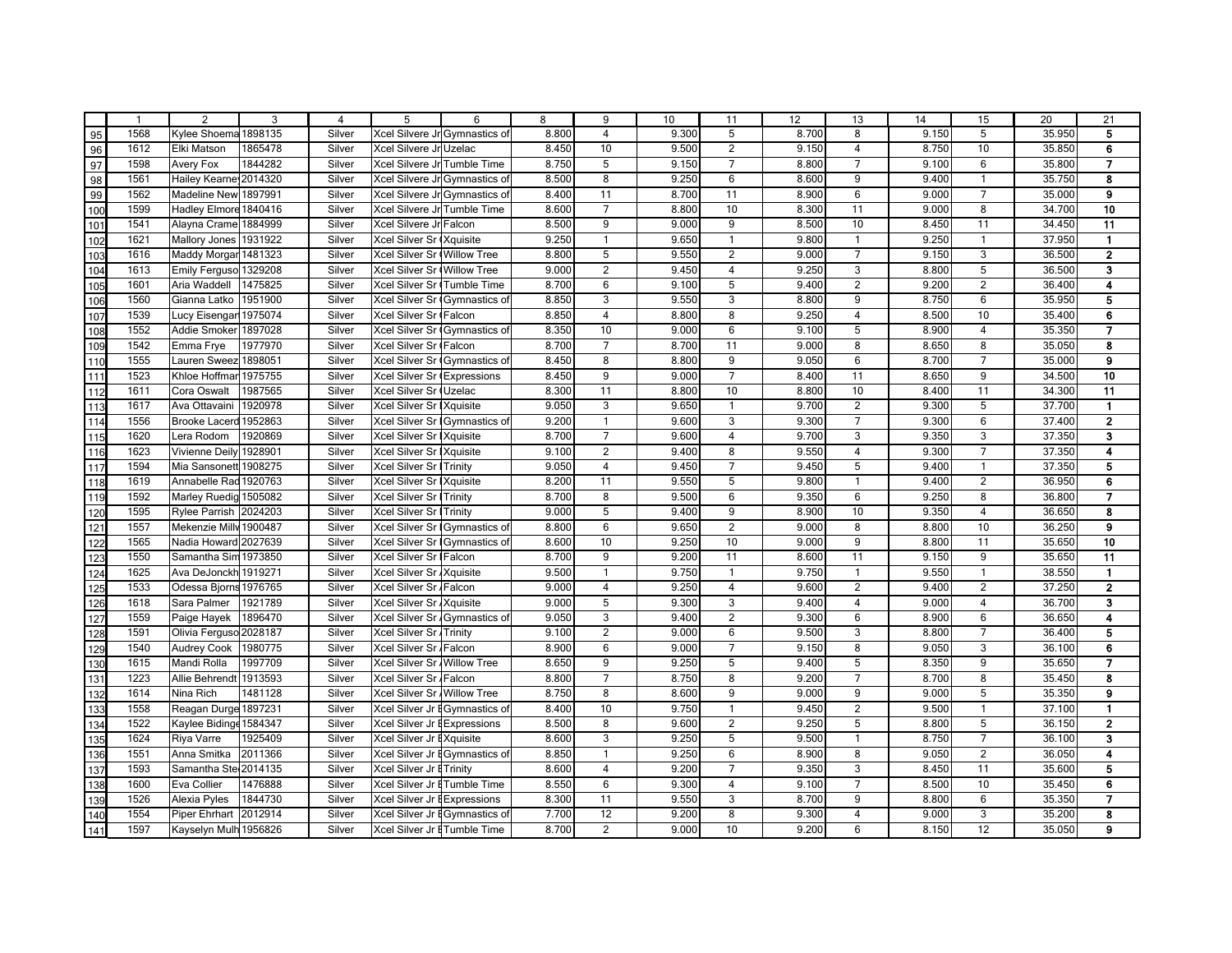|  | 1 | 2 | 3 | 4 | 5 | 6 | 8 | 9 | 10 | 11 | 12 | 13 | 14 | 15 | 20 | 21 |
|---|---|---|---|---|---|---|---|---|---|---|---|---|---|---|---|---|
| 95 | 1568 | Kylee Shoema | 1898135 | Silver | Xcel Silvere Jr | Gymnastics of | 8.800 | 4 | 9.300 | 5 | 8.700 | 8 | 9.150 | 5 | 35.950 | **5** |
| 96 | 1612 | Elki Matson | 1865478 | Silver | Xcel Silvere Jr | Uzelac | 8.450 | 10 | 9.500 | 2 | 9.150 | 4 | 8.750 | 10 | 35.850 | **6** |
| 97 | 1598 | Avery Fox | 1844282 | Silver | Xcel Silvere Jr | Tumble Time | 8.750 | 5 | 9.150 | 7 | 8.800 | 7 | 9.100 | 6 | 35.800 | **7** |
| 98 | 1561 | Hailey Kearne | 2014320 | Silver | Xcel Silvere Jr | Gymnastics of | 8.500 | 8 | 9.250 | 6 | 8.600 | 9 | 9.400 | 1 | 35.750 | **8** |
| 99 | 1562 | Madeline New | 1897991 | Silver | Xcel Silvere Jr | Gymnastics of | 8.400 | 11 | 8.700 | 11 | 8.900 | 6 | 9.000 | 7 | 35.000 | **9** |
| 100 | 1599 | Hadley Elmore | 1840416 | Silver | Xcel Silvere Jr | Tumble Time | 8.600 | 7 | 8.800 | 10 | 8.300 | 11 | 9.000 | 8 | 34.700 | **10** |
| 101 | 1541 | Alayna Crame | 1884999 | Silver | Xcel Silvere Jr | Falcon | 8.500 | 9 | 9.000 | 9 | 8.500 | 10 | 8.450 | 11 | 34.450 | **11** |
| 102 | 1621 | Mallory Jones | 1931922 | Silver | Xcel Silver Sr ( | Xquisite | 9.250 | 1 | 9.650 | 1 | 9.800 | 1 | 9.250 | 1 | 37.950 | **1** |
| 103 | 1616 | Maddy Morgar | 1481323 | Silver | Xcel Silver Sr ( | Willow Tree | 8.800 | 5 | 9.550 | 2 | 9.000 | 7 | 9.150 | 3 | 36.500 | **2** |
| 104 | 1613 | Emily Ferguso | 1329208 | Silver | Xcel Silver Sr ( | Willow Tree | 9.000 | 2 | 9.450 | 4 | 9.250 | 3 | 8.800 | 5 | 36.500 | **3** |
| 105 | 1601 | Aria Waddell | 1475825 | Silver | Xcel Silver Sr ( | Tumble Time | 8.700 | 6 | 9.100 | 5 | 9.400 | 2 | 9.200 | 2 | 36.400 | **4** |
| 106 | 1560 | Gianna Latko | 1951900 | Silver | Xcel Silver Sr ( | Gymnastics of | 8.850 | 3 | 9.550 | 3 | 8.800 | 9 | 8.750 | 6 | 35.950 | **5** |
| 107 | 1539 | Lucy Eisengar | 1975074 | Silver | Xcel Silver Sr ( | Falcon | 8.850 | 4 | 8.800 | 8 | 9.250 | 4 | 8.500 | 10 | 35.400 | **6** |
| 108 | 1552 | Addie Smoker | 1897028 | Silver | Xcel Silver Sr ( | Gymnastics of | 8.350 | 10 | 9.000 | 6 | 9.100 | 5 | 8.900 | 4 | 35.350 | **7** |
| 109 | 1542 | Emma Frye | 1977970 | Silver | Xcel Silver Sr ( | Falcon | 8.700 | 7 | 8.700 | 11 | 9.000 | 8 | 8.650 | 8 | 35.050 | **8** |
| 110 | 1555 | Lauren Sweez | 1898051 | Silver | Xcel Silver Sr ( | Gymnastics of | 8.450 | 8 | 8.800 | 9 | 9.050 | 6 | 8.700 | 7 | 35.000 | **9** |
| 111 | 1523 | Khloe Hoffmar | 1975755 | Silver | Xcel Silver Sr ( | Expressions | 8.450 | 9 | 9.000 | 7 | 8.400 | 11 | 8.650 | 9 | 34.500 | **10** |
| 112 | 1611 | Cora Oswalt | 1987565 | Silver | Xcel Silver Sr ( | Uzelac | 8.300 | 11 | 8.800 | 10 | 8.800 | 10 | 8.400 | 11 | 34.300 | **11** |
| 113 | 1617 | Ava Ottavaini | 1920978 | Silver | Xcel Silver Sr I | Xquisite | 9.050 | 3 | 9.650 | 1 | 9.700 | 2 | 9.300 | 5 | 37.700 | **1** |
| 114 | 1556 | Brooke Lacerd | 1952863 | Silver | Xcel Silver Sr I | Gymnastics of | 9.200 | 1 | 9.600 | 3 | 9.300 | 7 | 9.300 | 6 | 37.400 | **2** |
| 115 | 1620 | Lera Rodom | 1920869 | Silver | Xcel Silver Sr I | Xquisite | 8.700 | 7 | 9.600 | 4 | 9.700 | 3 | 9.350 | 3 | 37.350 | **3** |
| 116 | 1623 | Vivienne Deily | 1928901 | Silver | Xcel Silver Sr I | Xquisite | 9.100 | 2 | 9.400 | 8 | 9.550 | 4 | 9.300 | 7 | 37.350 | **4** |
| 117 | 1594 | Mia Sansonett | 1908275 | Silver | Xcel Silver Sr I | Trinity | 9.050 | 4 | 9.450 | 7 | 9.450 | 5 | 9.400 | 1 | 37.350 | **5** |
| 118 | 1619 | Annabelle Rad | 1920763 | Silver | Xcel Silver Sr I | Xquisite | 8.200 | 11 | 9.550 | 5 | 9.800 | 1 | 9.400 | 2 | 36.950 | **6** |
| 119 | 1592 | Marley Ruedig | 1505082 | Silver | Xcel Silver Sr I | Trinity | 8.700 | 8 | 9.500 | 6 | 9.350 | 6 | 9.250 | 8 | 36.800 | **7** |
| 120 | 1595 | Rylee Parrish | 2024203 | Silver | Xcel Silver Sr I | Trinity | 9.000 | 5 | 9.400 | 9 | 8.900 | 10 | 9.350 | 4 | 36.650 | **8** |
| 121 | 1557 | Mekenzie Millv | 1900487 | Silver | Xcel Silver Sr I | Gymnastics of | 8.800 | 6 | 9.650 | 2 | 9.000 | 8 | 8.800 | 10 | 36.250 | **9** |
| 122 | 1565 | Nadia Howard | 2027639 | Silver | Xcel Silver Sr I | Gymnastics of | 8.600 | 10 | 9.250 | 10 | 9.000 | 9 | 8.800 | 11 | 35.650 | **10** |
| 123 | 1550 | Samantha Sim | 1973850 | Silver | Xcel Silver Sr I | Falcon | 8.700 | 9 | 9.200 | 11 | 8.600 | 11 | 9.150 | 9 | 35.650 | **11** |
| 124 | 1625 | Ava DeJonckh | 1919271 | Silver | Xcel Silver Sr / | Xquisite | 9.500 | 1 | 9.750 | 1 | 9.750 | 1 | 9.550 | 1 | 38.550 | **1** |
| 125 | 1533 | Odessa Bjorns | 1976765 | Silver | Xcel Silver Sr / | Falcon | 9.000 | 4 | 9.250 | 4 | 9.600 | 2 | 9.400 | 2 | 37.250 | **2** |
| 126 | 1618 | Sara Palmer | 1921789 | Silver | Xcel Silver Sr / | Xquisite | 9.000 | 5 | 9.300 | 3 | 9.400 | 4 | 9.000 | 4 | 36.700 | **3** |
| 127 | 1559 | Paige Hayek | 1896470 | Silver | Xcel Silver Sr / | Gymnastics of | 9.050 | 3 | 9.400 | 2 | 9.300 | 6 | 8.900 | 6 | 36.650 | **4** |
| 128 | 1591 | Olivia Ferguso | 2028187 | Silver | Xcel Silver Sr / | Trinity | 9.100 | 2 | 9.000 | 6 | 9.500 | 3 | 8.800 | 7 | 36.400 | **5** |
| 129 | 1540 | Audrey Cook | 1980775 | Silver | Xcel Silver Sr / | Falcon | 8.900 | 6 | 9.000 | 7 | 9.150 | 8 | 9.050 | 3 | 36.100 | **6** |
| 130 | 1615 | Mandi Rolla | 1997709 | Silver | Xcel Silver Sr / | Willow Tree | 8.650 | 9 | 9.250 | 5 | 9.400 | 5 | 8.350 | 9 | 35.650 | **7** |
| 131 | 1223 | Allie Behrendt | 1913593 | Silver | Xcel Silver Sr / | Falcon | 8.800 | 7 | 8.750 | 8 | 9.200 | 7 | 8.700 | 8 | 35.450 | **8** |
| 132 | 1614 | Nina Rich | 1481128 | Silver | Xcel Silver Sr / | Willow Tree | 8.750 | 8 | 8.600 | 9 | 9.000 | 9 | 9.000 | 5 | 35.350 | **9** |
| 133 | 1558 | Reagan Durge | 1897231 | Silver | Xcel Silver Jr E | Gymnastics of | 8.400 | 10 | 9.750 | 1 | 9.450 | 2 | 9.500 | 1 | 37.100 | **1** |
| 134 | 1522 | Kaylee Bidinge | 1584347 | Silver | Xcel Silver Jr E | Expressions | 8.500 | 8 | 9.600 | 2 | 9.250 | 5 | 8.800 | 5 | 36.150 | **2** |
| 135 | 1624 | Riya Varre | 1925409 | Silver | Xcel Silver Jr E | Xquisite | 8.600 | 3 | 9.250 | 5 | 9.500 | 1 | 8.750 | 7 | 36.100 | **3** |
| 136 | 1551 | Anna Smitka | 2011366 | Silver | Xcel Silver Jr E | Gymnastics of | 8.850 | 1 | 9.250 | 6 | 8.900 | 8 | 9.050 | 2 | 36.050 | **4** |
| 137 | 1593 | Samantha Ste | 2014135 | Silver | Xcel Silver Jr E | Trinity | 8.600 | 4 | 9.200 | 7 | 9.350 | 3 | 8.450 | 11 | 35.600 | **5** |
| 138 | 1600 | Eva Collier | 1476888 | Silver | Xcel Silver Jr E | Tumble Time | 8.550 | 6 | 9.300 | 4 | 9.100 | 7 | 8.500 | 10 | 35.450 | **6** |
| 139 | 1526 | Alexia Pyles | 1844730 | Silver | Xcel Silver Jr E | Expressions | 8.300 | 11 | 9.550 | 3 | 8.700 | 9 | 8.800 | 6 | 35.350 | **7** |
| 140 | 1554 | Piper Ehrhart | 2012914 | Silver | Xcel Silver Jr E | Gymnastics of | 7.700 | 12 | 9.200 | 8 | 9.300 | 4 | 9.000 | 3 | 35.200 | **8** |
| 141 | 1597 | Kayselyn Mulh | 1956826 | Silver | Xcel Silver Jr E | Tumble Time | 8.700 | 2 | 9.000 | 10 | 9.200 | 6 | 8.150 | 12 | 35.050 | **9** |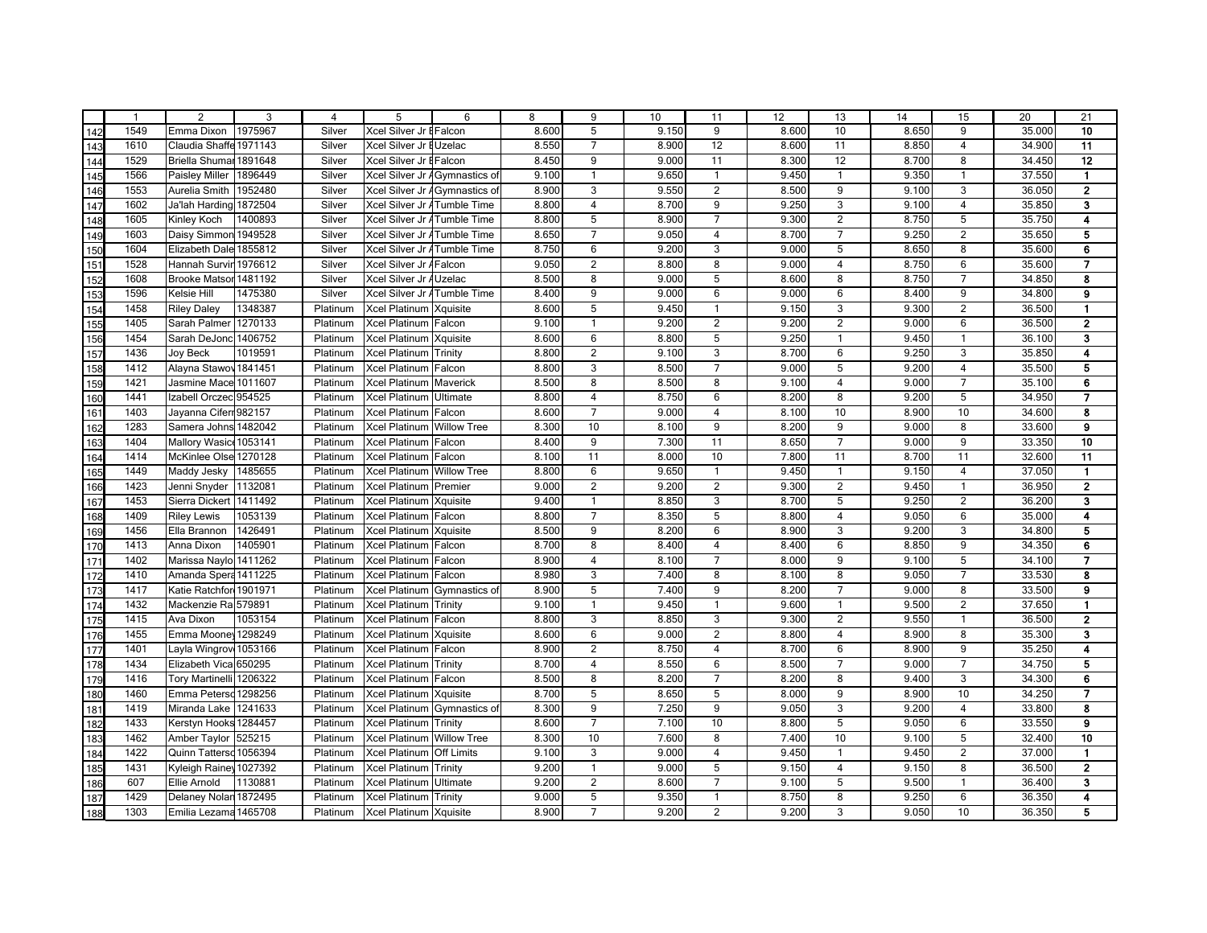| | 1 | 2 | 3 | 4 | 5 | 6 | 8 | 9 | 10 | 11 | 12 | 13 | 14 | 15 | 20 | 21 |
|---|---|---|---|---|---|---|---|---|---|---|---|---|---|---|---|---|
| 142 | 1549 | Emma Dixon | 1975967 | Silver | Xcel Silver Jr B | Falcon | 8.600 | 5 | 9.150 | 9 | 8.600 | 10 | 8.650 | 9 | 35.000 | **10** |
| 143 | 1610 | Claudia Shaffe | 1971143 | Silver | Xcel Silver Jr B | Uzelac | 8.550 | 7 | 8.900 | 12 | 8.600 | 11 | 8.850 | 4 | 34.900 | **11** |
| 144 | 1529 | Briella Shumar | 1891648 | Silver | Xcel Silver Jr B | Falcon | 8.450 | 9 | 9.000 | 11 | 8.300 | 12 | 8.700 | 8 | 34.450 | **12** |
| 145 | 1566 | Paisley Miller | 1896449 | Silver | Xcel Silver Jr A | Gymnastics of | 9.100 | 1 | 9.650 | 1 | 9.450 | 1 | 9.350 | 1 | 37.550 | **1** |
| 146 | 1553 | Aurelia Smith | 1952480 | Silver | Xcel Silver Jr A | Gymnastics of | 8.900 | 3 | 9.550 | 2 | 8.500 | 9 | 9.100 | 3 | 36.050 | **2** |
| 147 | 1602 | Ja'lah Harding | 1872504 | Silver | Xcel Silver Jr A | Tumble Time | 8.800 | 4 | 8.700 | 9 | 9.250 | 3 | 9.100 | 4 | 35.850 | **3** |
| 148 | 1605 | Kinley Koch | 1400893 | Silver | Xcel Silver Jr A | Tumble Time | 8.800 | 5 | 8.900 | 7 | 9.300 | 2 | 8.750 | 5 | 35.750 | **4** |
| 149 | 1603 | Daisy Simmon | 1949528 | Silver | Xcel Silver Jr A | Tumble Time | 8.650 | 7 | 9.050 | 4 | 8.700 | 7 | 9.250 | 2 | 35.650 | **5** |
| 150 | 1604 | Elizabeth Dale | 1855812 | Silver | Xcel Silver Jr A | Tumble Time | 8.750 | 6 | 9.200 | 3 | 9.000 | 5 | 8.650 | 8 | 35.600 | **6** |
| 151 | 1528 | Hannah Survir | 1976612 | Silver | Xcel Silver Jr A | Falcon | 9.050 | 2 | 8.800 | 8 | 9.000 | 4 | 8.750 | 6 | 35.600 | **7** |
| 152 | 1608 | Brooke Matsor | 1481192 | Silver | Xcel Silver Jr A | Uzelac | 8.500 | 8 | 9.000 | 5 | 8.600 | 8 | 8.750 | 7 | 34.850 | **8** |
| 153 | 1596 | Kelsie Hill | 1475380 | Silver | Xcel Silver Jr A | Tumble Time | 8.400 | 9 | 9.000 | 6 | 9.000 | 6 | 8.400 | 9 | 34.800 | **9** |
| 154 | 1458 | Riley Daley | 1348387 | Platinum | Xcel Platinum | Xquisite | 8.600 | 5 | 9.450 | 1 | 9.150 | 3 | 9.300 | 2 | 36.500 | **1** |
| 155 | 1405 | Sarah Palmer | 1270133 | Platinum | Xcel Platinum | Falcon | 9.100 | 1 | 9.200 | 2 | 9.200 | 2 | 9.000 | 6 | 36.500 | **2** |
| 156 | 1454 | Sarah DeJonc | 1406752 | Platinum | Xcel Platinum | Xquisite | 8.600 | 6 | 8.800 | 5 | 9.250 | 1 | 9.450 | 1 | 36.100 | **3** |
| 157 | 1436 | Joy Beck | 1019591 | Platinum | Xcel Platinum | Trinity | 8.800 | 2 | 9.100 | 3 | 8.700 | 6 | 9.250 | 3 | 35.850 | **4** |
| 158 | 1412 | Alayna Stawov | 1841451 | Platinum | Xcel Platinum | Falcon | 8.800 | 3 | 8.500 | 7 | 9.000 | 5 | 9.200 | 4 | 35.500 | **5** |
| 159 | 1421 | Jasmine Mace | 1011607 | Platinum | Xcel Platinum | Maverick | 8.500 | 8 | 8.500 | 8 | 9.100 | 4 | 9.000 | 7 | 35.100 | **6** |
| 160 | 1441 | Izabell Orczec | 954525 | Platinum | Xcel Platinum | Ultimate | 8.800 | 4 | 8.750 | 6 | 8.200 | 8 | 9.200 | 5 | 34.950 | **7** |
| 161 | 1403 | Jayanna Ciferr | 982157 | Platinum | Xcel Platinum | Falcon | 8.600 | 7 | 9.000 | 4 | 8.100 | 10 | 8.900 | 10 | 34.600 | **8** |
| 162 | 1283 | Samera Johns | 1482042 | Platinum | Xcel Platinum | Willow Tree | 8.300 | 10 | 8.100 | 9 | 8.200 | 9 | 9.000 | 8 | 33.600 | **9** |
| 163 | 1404 | Mallory Wasic | 1053141 | Platinum | Xcel Platinum | Falcon | 8.400 | 9 | 7.300 | 11 | 8.650 | 7 | 9.000 | 9 | 33.350 | **10** |
| 164 | 1414 | McKinlee Olse | 1270128 | Platinum | Xcel Platinum | Falcon | 8.100 | 11 | 8.000 | 10 | 7.800 | 11 | 8.700 | 11 | 32.600 | **11** |
| 165 | 1449 | Maddy Jesky | 1485655 | Platinum | Xcel Platinum | Willow Tree | 8.800 | 6 | 9.650 | 1 | 9.450 | 1 | 9.150 | 4 | 37.050 | **1** |
| 166 | 1423 | Jenni Snyder | 1132081 | Platinum | Xcel Platinum | Premier | 9.000 | 2 | 9.200 | 2 | 9.300 | 2 | 9.450 | 1 | 36.950 | **2** |
| 167 | 1453 | Sierra Dickert | 1411492 | Platinum | Xcel Platinum | Xquisite | 9.400 | 1 | 8.850 | 3 | 8.700 | 5 | 9.250 | 2 | 36.200 | **3** |
| 168 | 1409 | Riley Lewis | 1053139 | Platinum | Xcel Platinum | Falcon | 8.800 | 7 | 8.350 | 5 | 8.800 | 4 | 9.050 | 6 | 35.000 | **4** |
| 169 | 1456 | Ella Brannon | 1426491 | Platinum | Xcel Platinum | Xquisite | 8.500 | 9 | 8.200 | 6 | 8.900 | 3 | 9.200 | 3 | 34.800 | **5** |
| 170 | 1413 | Anna Dixon | 1405901 | Platinum | Xcel Platinum | Falcon | 8.700 | 8 | 8.400 | 4 | 8.400 | 6 | 8.850 | 9 | 34.350 | **6** |
| 171 | 1402 | Marissa Naylo | 1411262 | Platinum | Xcel Platinum | Falcon | 8.900 | 4 | 8.100 | 7 | 8.000 | 9 | 9.100 | 5 | 34.100 | **7** |
| 172 | 1410 | Amanda Spera | 1411225 | Platinum | Xcel Platinum | Falcon | 8.980 | 3 | 7.400 | 8 | 8.100 | 8 | 9.050 | 7 | 33.530 | **8** |
| 173 | 1417 | Katie Ratchfor | 1901971 | Platinum | Xcel Platinum | Gymnastics of | 8.900 | 5 | 7.400 | 9 | 8.200 | 7 | 9.000 | 8 | 33.500 | **9** |
| 174 | 1432 | Mackenzie Ra | 579891 | Platinum | Xcel Platinum | Trinity | 9.100 | 1 | 9.450 | 1 | 9.600 | 1 | 9.500 | 2 | 37.650 | **1** |
| 175 | 1415 | Ava Dixon | 1053154 | Platinum | Xcel Platinum | Falcon | 8.800 | 3 | 8.850 | 3 | 9.300 | 2 | 9.550 | 1 | 36.500 | **2** |
| 176 | 1455 | Emma Mooney | 1298249 | Platinum | Xcel Platinum | Xquisite | 8.600 | 6 | 9.000 | 2 | 8.800 | 4 | 8.900 | 8 | 35.300 | **3** |
| 177 | 1401 | Layla Wingrov | 1053166 | Platinum | Xcel Platinum | Falcon | 8.900 | 2 | 8.750 | 4 | 8.700 | 6 | 8.900 | 9 | 35.250 | **4** |
| 178 | 1434 | Elizabeth Vica | 650295 | Platinum | Xcel Platinum | Trinity | 8.700 | 4 | 8.550 | 6 | 8.500 | 7 | 9.000 | 7 | 34.750 | **5** |
| 179 | 1416 | Tory Martinelli | 1206322 | Platinum | Xcel Platinum | Falcon | 8.500 | 8 | 8.200 | 7 | 8.200 | 8 | 9.400 | 3 | 34.300 | **6** |
| 180 | 1460 | Emma Peterso | 1298256 | Platinum | Xcel Platinum | Xquisite | 8.700 | 5 | 8.650 | 5 | 8.000 | 9 | 8.900 | 10 | 34.250 | **7** |
| 181 | 1419 | Miranda Lake | 1241633 | Platinum | Xcel Platinum | Gymnastics of | 8.300 | 9 | 7.250 | 9 | 9.050 | 3 | 9.200 | 4 | 33.800 | **8** |
| 182 | 1433 | Kerstyn Hooks | 1284457 | Platinum | Xcel Platinum | Trinity | 8.600 | 7 | 7.100 | 10 | 8.800 | 5 | 9.050 | 6 | 33.550 | **9** |
| 183 | 1462 | Amber Taylor | 525215 | Platinum | Xcel Platinum | Willow Tree | 8.300 | 10 | 7.600 | 8 | 7.400 | 10 | 9.100 | 5 | 32.400 | **10** |
| 184 | 1422 | Quinn Tatterso | 1056394 | Platinum | Xcel Platinum | Off Limits | 9.100 | 3 | 9.000 | 4 | 9.450 | 1 | 9.450 | 2 | 37.000 | **1** |
| 185 | 1431 | Kyleigh Rainey | 1027392 | Platinum | Xcel Platinum | Trinity | 9.200 | 1 | 9.000 | 5 | 9.150 | 4 | 9.150 | 8 | 36.500 | **2** |
| 186 | 607 | Ellie Arnold | 1130881 | Platinum | Xcel Platinum | Ultimate | 9.200 | 2 | 8.600 | 7 | 9.100 | 5 | 9.500 | 1 | 36.400 | **3** |
| 187 | 1429 | Delaney Nolan | 1872495 | Platinum | Xcel Platinum | Trinity | 9.000 | 5 | 9.350 | 1 | 8.750 | 8 | 9.250 | 6 | 36.350 | **4** |
| 188 | 1303 | Emilia Lezama | 1465708 | Platinum | Xcel Platinum | Xquisite | 8.900 | 7 | 9.200 | 2 | 9.200 | 3 | 9.050 | 10 | 36.350 | **5** |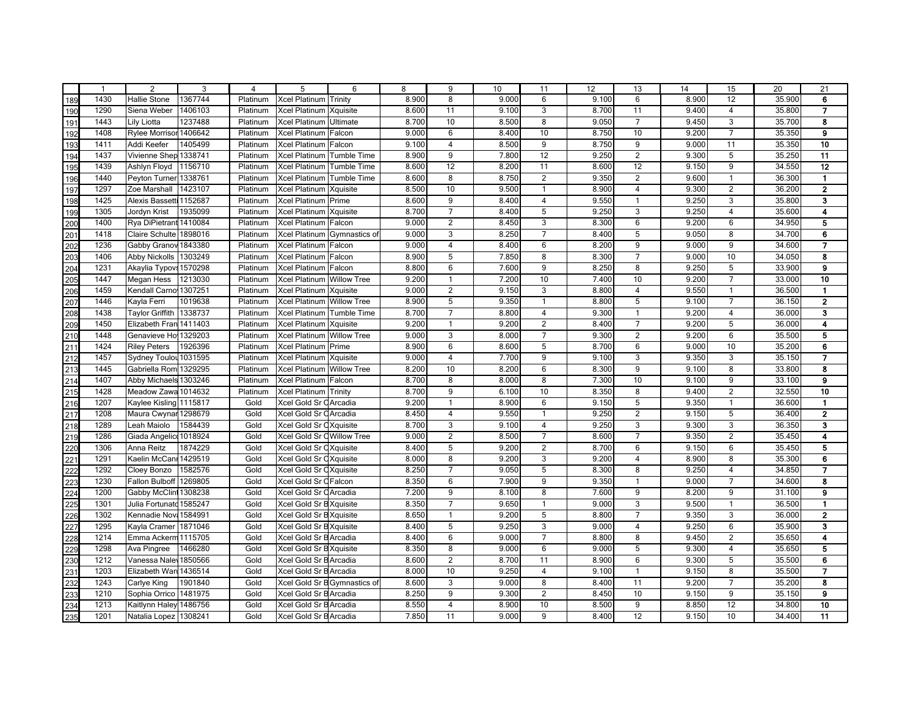|  | 1 | 2 | 3 | 4 | 5 | 6 | 8 | 9 | 10 | 11 | 12 | 13 | 14 | 15 | 20 | 21 |
|---|---|---|---|---|---|---|---|---|---|---|---|---|---|---|---|---|
| 189 | 1430 | Hallie Stone | 1367744 | Platinum | Xcel Platinum | Trinity | 8.900 | 8 | 9.000 | 6 | 9.100 | 6 | 8.900 | 12 | 35.900 | **6** |
| 190 | 1290 | Siena Weber | 1406103 | Platinum | Xcel Platinum | Xquisite | 8.600 | 11 | 9.100 | 3 | 8.700 | 11 | 9.400 | 4 | 35.800 | **7** |
| 191 | 1443 | Lily Liotta | 1237488 | Platinum | Xcel Platinum | Ultimate | 8.700 | 10 | 8.500 | 8 | 9.050 | 7 | 9.450 | 3 | 35.700 | **8** |
| 192 | 1408 | Rylee Morrisor | 1406642 | Platinum | Xcel Platinum | Falcon | 9.000 | 6 | 8.400 | 10 | 8.750 | 10 | 9.200 | 7 | 35.350 | **9** |
| 193 | 1411 | Addi Keefer | 1405499 | Platinum | Xcel Platinum | Falcon | 9.100 | 4 | 8.500 | 9 | 8.750 | 9 | 9.000 | 11 | 35.350 | **10** |
| 194 | 1437 | Vivienne Shep | 1338741 | Platinum | Xcel Platinum | Tumble Time | 8.900 | 9 | 7.800 | 12 | 9.250 | 2 | 9.300 | 5 | 35.250 | **11** |
| 195 | 1439 | Ashlyn Floyd | 1156710 | Platinum | Xcel Platinum | Tumble Time | 8.600 | 12 | 8.200 | 11 | 8.600 | 12 | 9.150 | 9 | 34.550 | **12** |
| 196 | 1440 | Peyton Turner | 1338761 | Platinum | Xcel Platinum | Tumble Time | 8.600 | 8 | 8.750 | 2 | 9.350 | 2 | 9.600 | 1 | 36.300 | **1** |
| 197 | 1297 | Zoe Marshall | 1423107 | Platinum | Xcel Platinum | Xquisite | 8.500 | 10 | 9.500 | 1 | 8.900 | 4 | 9.300 | 2 | 36.200 | **2** |
| 198 | 1425 | Alexis Bassett | 1152687 | Platinum | Xcel Platinum | Prime | 8.600 | 9 | 8.400 | 4 | 9.550 | 1 | 9.250 | 3 | 35.800 | **3** |
| 199 | 1305 | Jordyn Krist | 1935099 | Platinum | Xcel Platinum | Xquisite | 8.700 | 7 | 8.400 | 5 | 9.250 | 3 | 9.250 | 4 | 35.600 | **4** |
| 200 | 1400 | Rya DiPietrant | 1410084 | Platinum | Xcel Platinum | Falcon | 9.000 | 2 | 8.450 | 3 | 8.300 | 6 | 9.200 | 6 | 34.950 | **5** |
| 201 | 1418 | Claire Schulte | 1898016 | Platinum | Xcel Platinum | Gymnastics of | 9.000 | 3 | 8.250 | 7 | 8.400 | 5 | 9.050 | 8 | 34.700 | **6** |
| 202 | 1236 | Gabby Granov | 1843380 | Platinum | Xcel Platinum | Falcon | 9.000 | 4 | 8.400 | 6 | 8.200 | 9 | 9.000 | 9 | 34.600 | **7** |
| 203 | 1406 | Abby Nickolls | 1303249 | Platinum | Xcel Platinum | Falcon | 8.900 | 5 | 7.850 | 8 | 8.300 | 7 | 9.000 | 10 | 34.050 | **8** |
| 204 | 1231 | Akaylia Typovs | 1570298 | Platinum | Xcel Platinum | Falcon | 8.800 | 6 | 7.600 | 9 | 8.250 | 8 | 9.250 | 5 | 33.900 | **9** |
| 205 | 1447 | Megan Hess | 1213030 | Platinum | Xcel Platinum | Willow Tree | 9.200 | 1 | 7.200 | 10 | 7.400 | 10 | 9.200 | 7 | 33.000 | **10** |
| 206 | 1459 | Kendall Carno | 1307251 | Platinum | Xcel Platinum | Xquisite | 9.000 | 2 | 9.150 | 3 | 8.800 | 4 | 9.550 | 1 | 36.500 | **1** |
| 207 | 1446 | Kayla Ferri | 1019638 | Platinum | Xcel Platinum | Willow Tree | 8.900 | 5 | 9.350 | 1 | 8.800 | 5 | 9.100 | 7 | 36.150 | **2** |
| 208 | 1438 | Taylor Griffith | 1338737 | Platinum | Xcel Platinum | Tumble Time | 8.700 | 7 | 8.800 | 4 | 9.300 | 1 | 9.200 | 4 | 36.000 | **3** |
| 209 | 1450 | Elizabeth Fran | 1411403 | Platinum | Xcel Platinum | Xquisite | 9.200 | 1 | 9.200 | 2 | 8.400 | 7 | 9.200 | 5 | 36.000 | **4** |
| 210 | 1448 | Genavieve Ho | 1329203 | Platinum | Xcel Platinum | Willow Tree | 9.000 | 3 | 8.000 | 7 | 9.300 | 2 | 9.200 | 6 | 35.500 | **5** |
| 211 | 1424 | Riley Peters | 1926396 | Platinum | Xcel Platinum | Prime | 8.900 | 6 | 8.600 | 5 | 8.700 | 6 | 9.000 | 10 | 35.200 | **6** |
| 212 | 1457 | Sydney Toulou | 1031595 | Platinum | Xcel Platinum | Xquisite | 9.000 | 4 | 7.700 | 9 | 9.100 | 3 | 9.350 | 3 | 35.150 | **7** |
| 213 | 1445 | Gabriella Rom | 1329295 | Platinum | Xcel Platinum | Willow Tree | 8.200 | 10 | 8.200 | 6 | 8.300 | 9 | 9.100 | 8 | 33.800 | **8** |
| 214 | 1407 | Abby Michaels | 1303246 | Platinum | Xcel Platinum | Falcon | 8.700 | 8 | 8.000 | 8 | 7.300 | 10 | 9.100 | 9 | 33.100 | **9** |
| 215 | 1428 | Meadow Zawa | 1014632 | Platinum | Xcel Platinum | Trinity | 8.700 | 9 | 6.100 | 10 | 8.350 | 8 | 9.400 | 2 | 32.550 | **10** |
| 216 | 1207 | Kaylee Kisling | 1115817 | Gold | Xcel Gold Sr C | Arcadia | 9.200 | 1 | 8.900 | 6 | 9.150 | 5 | 9.350 | 1 | 36.600 | **1** |
| 217 | 1208 | Maura Cwynar | 1298679 | Gold | Xcel Gold Sr C | Arcadia | 8.450 | 4 | 9.550 | 1 | 9.250 | 2 | 9.150 | 5 | 36.400 | **2** |
| 218 | 1289 | Leah Maiolo | 1584439 | Gold | Xcel Gold Sr C | Xquisite | 8.700 | 3 | 9.100 | 4 | 9.250 | 3 | 9.300 | 3 | 36.350 | **3** |
| 219 | 1286 | Giada Angelic | 1018924 | Gold | Xcel Gold Sr C | Willow Tree | 9.000 | 2 | 8.500 | 7 | 8.600 | 7 | 9.350 | 2 | 35.450 | **4** |
| 220 | 1306 | Anna Reitz | 1874229 | Gold | Xcel Gold Sr C | Xquisite | 8.400 | 5 | 9.200 | 2 | 8.700 | 6 | 9.150 | 6 | 35.450 | **5** |
| 221 | 1291 | Kaelin McCann | 1429519 | Gold | Xcel Gold Sr C | Xquisite | 8.000 | 8 | 9.200 | 3 | 9.200 | 4 | 8.900 | 8 | 35.300 | **6** |
| 222 | 1292 | Cloey Bonzo | 1582576 | Gold | Xcel Gold Sr C | Xquisite | 8.250 | 7 | 9.050 | 5 | 8.300 | 8 | 9.250 | 4 | 34.850 | **7** |
| 223 | 1230 | Fallon Bulboff | 1269805 | Gold | Xcel Gold Sr C | Falcon | 8.350 | 6 | 7.900 | 9 | 9.350 | 1 | 9.000 | 7 | 34.600 | **8** |
| 224 | 1200 | Gabby McClint | 1308238 | Gold | Xcel Gold Sr C | Arcadia | 7.200 | 9 | 8.100 | 8 | 7.600 | 9 | 8.200 | 9 | 31.100 | **9** |
| 225 | 1301 | Julia Fortunato | 1585247 | Gold | Xcel Gold Sr B | Xquisite | 8.350 | 7 | 9.650 | 1 | 9.000 | 3 | 9.500 | 1 | 36.500 | **1** |
| 226 | 1302 | Kennadie Nova | 1584991 | Gold | Xcel Gold Sr B | Xquisite | 8.650 | 1 | 9.200 | 5 | 8.800 | 7 | 9.350 | 3 | 36.000 | **2** |
| 227 | 1295 | Kayla Cramer | 1871046 | Gold | Xcel Gold Sr B | Xquisite | 8.400 | 5 | 9.250 | 3 | 9.000 | 4 | 9.250 | 6 | 35.900 | **3** |
| 228 | 1214 | Emma Ackerm | 1115705 | Gold | Xcel Gold Sr B | Arcadia | 8.400 | 6 | 9.000 | 7 | 8.800 | 8 | 9.450 | 2 | 35.650 | **4** |
| 229 | 1298 | Ava Pingree | 1466280 | Gold | Xcel Gold Sr B | Xquisite | 8.350 | 8 | 9.000 | 6 | 9.000 | 5 | 9.300 | 4 | 35.650 | **5** |
| 230 | 1212 | Vanessa Nalev | 1850566 | Gold | Xcel Gold Sr B | Arcadia | 8.600 | 2 | 8.700 | 11 | 8.900 | 6 | 9.300 | 5 | 35.500 | **6** |
| 231 | 1203 | Elizabeth Wari | 1436514 | Gold | Xcel Gold Sr B | Arcadia | 8.000 | 10 | 9.250 | 4 | 9.100 | 1 | 9.150 | 8 | 35.500 | **7** |
| 232 | 1243 | Carlye King | 1901840 | Gold | Xcel Gold Sr B | Gymnastics of | 8.600 | 3 | 9.000 | 8 | 8.400 | 11 | 9.200 | 7 | 35.200 | **8** |
| 233 | 1210 | Sophia Orrico | 1481975 | Gold | Xcel Gold Sr B | Arcadia | 8.250 | 9 | 9.300 | 2 | 8.450 | 10 | 9.150 | 9 | 35.150 | **9** |
| 234 | 1213 | Kaitlynn Haley | 1486756 | Gold | Xcel Gold Sr B | Arcadia | 8.550 | 4 | 8.900 | 10 | 8.500 | 9 | 8.850 | 12 | 34.800 | **10** |
| 235 | 1201 | Natalia Lopez | 1308241 | Gold | Xcel Gold Sr B | Arcadia | 7.850 | 11 | 9.000 | 9 | 8.400 | 12 | 9.150 | 10 | 34.400 | **11** |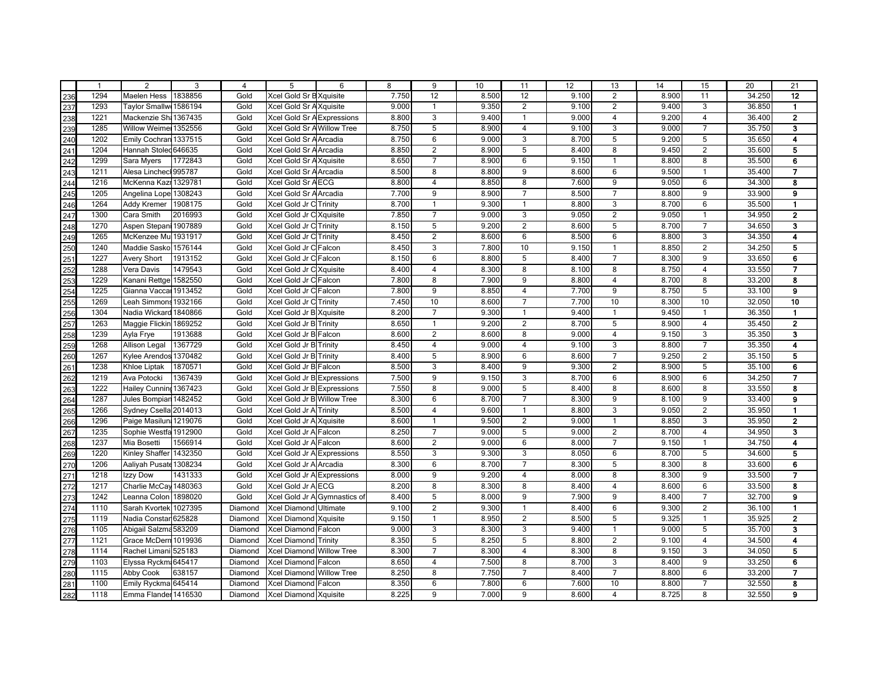| | 1 | 2 | 3 | 4 | 5 | 6 | 8 | 9 | 10 | 11 | 12 | 13 | 14 | 15 | 20 | 21 |
|---|---|---|---|---|---|---|---|---|---|---|---|---|---|---|---|---|
| 236 | 1294 | Maelen Hess | 1838856 | Gold | Xcel Gold Sr B | Xquisite | 7.750 | 12 | 8.500 | 12 | 9.100 | 2 | 8.900 | 11 | 34.250 | **12** |
| 237 | 1293 | Taylor Smallw | 1586194 | Gold | Xcel Gold Sr A | Xquisite | 9.000 | 1 | 9.350 | 2 | 9.100 | 2 | 9.400 | 3 | 36.850 | **1** |
| 238 | 1221 | Mackenzie Sh | 1367435 | Gold | Xcel Gold Sr A | Expressions | 8.800 | 3 | 9.400 | 1 | 9.000 | 4 | 9.200 | 4 | 36.400 | **2** |
| 239 | 1285 | Willow Weime | 1352556 | Gold | Xcel Gold Sr A | Willow Tree | 8.750 | 5 | 8.900 | 4 | 9.100 | 3 | 9.000 | 7 | 35.750 | **3** |
| 240 | 1202 | Emily Cochran | 1337515 | Gold | Xcel Gold Sr A | Arcadia | 8.750 | 6 | 9.000 | 3 | 8.700 | 5 | 9.200 | 5 | 35.650 | **4** |
| 241 | 1204 | Hannah Stoled | 646635 | Gold | Xcel Gold Sr A | Arcadia | 8.850 | 2 | 8.900 | 5 | 8.400 | 8 | 9.450 | 2 | 35.600 | **5** |
| 242 | 1299 | Sara Myers | 1772843 | Gold | Xcel Gold Sr A | Xquisite | 8.650 | 7 | 8.900 | 6 | 9.150 | 1 | 8.800 | 8 | 35.500 | **6** |
| 243 | 1211 | Alesa Lincheck | 995787 | Gold | Xcel Gold Sr A | Arcadia | 8.500 | 8 | 8.800 | 9 | 8.600 | 6 | 9.500 | 1 | 35.400 | **7** |
| 244 | 1216 | McKenna Kazr | 1329781 | Gold | Xcel Gold Sr A | ECG | 8.800 | 4 | 8.850 | 8 | 7.600 | 9 | 9.050 | 6 | 34.300 | **8** |
| 245 | 1205 | Angelina Lope | 1308243 | Gold | Xcel Gold Sr A | Arcadia | 7.700 | 9 | 8.900 | 7 | 8.500 | 7 | 8.800 | 9 | 33.900 | **9** |
| 246 | 1264 | Addy Kremer | 1908175 | Gold | Xcel Gold Jr C | Trinity | 8.700 | 1 | 9.300 | 1 | 8.800 | 3 | 8.700 | 6 | 35.500 | **1** |
| 247 | 1300 | Cara Smith | 2016993 | Gold | Xcel Gold Jr C | Xquisite | 7.850 | 7 | 9.000 | 3 | 9.050 | 2 | 9.050 | 1 | 34.950 | **2** |
| 248 | 1270 | Aspen Stepani | 1907889 | Gold | Xcel Gold Jr C | Trinity | 8.150 | 5 | 9.200 | 2 | 8.600 | 5 | 8.700 | 7 | 34.650 | **3** |
| 249 | 1265 | McKenzee Mu | 1931917 | Gold | Xcel Gold Jr C | Trinity | 8.450 | 2 | 8.600 | 6 | 8.500 | 6 | 8.800 | 3 | 34.350 | **4** |
| 250 | 1240 | Maddie Sasko | 1576144 | Gold | Xcel Gold Jr C | Falcon | 8.450 | 3 | 7.800 | 10 | 9.150 | 1 | 8.850 | 2 | 34.250 | **5** |
| 251 | 1227 | Avery Short | 1913152 | Gold | Xcel Gold Jr C | Falcon | 8.150 | 6 | 8.800 | 5 | 8.400 | 7 | 8.300 | 9 | 33.650 | **6** |
| 252 | 1288 | Vera Davis | 1479543 | Gold | Xcel Gold Jr C | Xquisite | 8.400 | 4 | 8.300 | 8 | 8.100 | 8 | 8.750 | 4 | 33.550 | **7** |
| 253 | 1229 | Kanani Rettge | 1582550 | Gold | Xcel Gold Jr C | Falcon | 7.800 | 8 | 7.900 | 9 | 8.800 | 4 | 8.700 | 8 | 33.200 | **8** |
| 254 | 1225 | Gianna Vaccai | 1913452 | Gold | Xcel Gold Jr C | Falcon | 7.800 | 9 | 8.850 | 4 | 7.700 | 9 | 8.750 | 5 | 33.100 | **9** |
| 255 | 1269 | Leah Simmons | 1932166 | Gold | Xcel Gold Jr C | Trinity | 7.450 | 10 | 8.600 | 7 | 7.700 | 10 | 8.300 | 10 | 32.050 | **10** |
| 256 | 1304 | Nadia Wickard | 1840866 | Gold | Xcel Gold Jr B | Xquisite | 8.200 | 7 | 9.300 | 1 | 9.400 | 1 | 9.450 | 1 | 36.350 | **1** |
| 257 | 1263 | Maggie Flickin | 1869252 | Gold | Xcel Gold Jr B | Trinity | 8.650 | 1 | 9.200 | 2 | 8.700 | 5 | 8.900 | 4 | 35.450 | **2** |
| 258 | 1239 | Ayla Frye | 1913688 | Gold | Xcel Gold Jr B | Falcon | 8.600 | 2 | 8.600 | 8 | 9.000 | 4 | 9.150 | 3 | 35.350 | **3** |
| 259 | 1268 | Allison Legal | 1367729 | Gold | Xcel Gold Jr B | Trinity | 8.450 | 4 | 9.000 | 4 | 9.100 | 3 | 8.800 | 7 | 35.350 | **4** |
| 260 | 1267 | Kylee Arendos | 1370482 | Gold | Xcel Gold Jr B | Trinity | 8.400 | 5 | 8.900 | 6 | 8.600 | 7 | 9.250 | 2 | 35.150 | **5** |
| 261 | 1238 | Khloe Liptak | 1870571 | Gold | Xcel Gold Jr B | Falcon | 8.500 | 3 | 8.400 | 9 | 9.300 | 2 | 8.900 | 5 | 35.100 | **6** |
| 262 | 1219 | Ava Potocki | 1367439 | Gold | Xcel Gold Jr B | Expressions | 7.500 | 9 | 9.150 | 3 | 8.700 | 6 | 8.900 | 6 | 34.250 | **7** |
| 263 | 1222 | Hailey Cunning | 1367423 | Gold | Xcel Gold Jr B | Expressions | 7.550 | 8 | 9.000 | 5 | 8.400 | 8 | 8.600 | 8 | 33.550 | **8** |
| 264 | 1287 | Jules Bompian | 1482452 | Gold | Xcel Gold Jr B | Willow Tree | 8.300 | 6 | 8.700 | 7 | 8.300 | 9 | 8.100 | 9 | 33.400 | **9** |
| 265 | 1266 | Sydney Csella | 2014013 | Gold | Xcel Gold Jr A | Trinity | 8.500 | 4 | 9.600 | 1 | 8.800 | 3 | 9.050 | 2 | 35.950 | **1** |
| 266 | 1296 | Paige Masilun | 1219076 | Gold | Xcel Gold Jr A | Xquisite | 8.600 | 1 | 9.500 | 2 | 9.000 | 1 | 8.850 | 3 | 35.950 | **2** |
| 267 | 1235 | Sophie Westfa | 1912900 | Gold | Xcel Gold Jr A | Falcon | 8.250 | 7 | 9.000 | 5 | 9.000 | 2 | 8.700 | 4 | 34.950 | **3** |
| 268 | 1237 | Mia Bosetti | 1566914 | Gold | Xcel Gold Jr A | Falcon | 8.600 | 2 | 9.000 | 6 | 8.000 | 7 | 9.150 | 1 | 34.750 | **4** |
| 269 | 1220 | Kinley Shaffer | 1432350 | Gold | Xcel Gold Jr A | Expressions | 8.550 | 3 | 9.300 | 3 | 8.050 | 6 | 8.700 | 5 | 34.600 | **5** |
| 270 | 1206 | Aaliyah Pusate | 1308234 | Gold | Xcel Gold Jr A | Arcadia | 8.300 | 6 | 8.700 | 7 | 8.300 | 5 | 8.300 | 8 | 33.600 | **6** |
| 271 | 1218 | Izzy Dow | 1431333 | Gold | Xcel Gold Jr A | Expressions | 8.000 | 9 | 9.200 | 4 | 8.000 | 8 | 8.300 | 9 | 33.500 | **7** |
| 272 | 1217 | Charlie McCay | 1480363 | Gold | Xcel Gold Jr A | ECG | 8.200 | 8 | 8.300 | 8 | 8.400 | 4 | 8.600 | 6 | 33.500 | **8** |
| 273 | 1242 | Leanna Colon | 1898020 | Gold | Xcel Gold Jr A | Gymnastics of | 8.400 | 5 | 8.000 | 9 | 7.900 | 9 | 8.400 | 7 | 32.700 | **9** |
| 274 | 1110 | Sarah Kvortek | 1027395 | Diamond | Xcel Diamond | Ultimate | 9.100 | 2 | 9.300 | 1 | 8.400 | 6 | 9.300 | 2 | 36.100 | **1** |
| 275 | 1119 | Nadia Constar | 625828 | Diamond | Xcel Diamond | Xquisite | 9.150 | 1 | 8.950 | 2 | 8.500 | 5 | 9.325 | 1 | 35.925 | **2** |
| 276 | 1105 | Abigail Salzma | 583209 | Diamond | Xcel Diamond | Falcon | 9.000 | 3 | 8.300 | 3 | 9.400 | 1 | 9.000 | 5 | 35.700 | **3** |
| 277 | 1121 | Grace McDern | 1019936 | Diamond | Xcel Diamond | Trinity | 8.350 | 5 | 8.250 | 5 | 8.800 | 2 | 9.100 | 4 | 34.500 | **4** |
| 278 | 1114 | Rachel Limani | 525183 | Diamond | Xcel Diamond | Willow Tree | 8.300 | 7 | 8.300 | 4 | 8.300 | 8 | 9.150 | 3 | 34.050 | **5** |
| 279 | 1103 | Elyssa Ryckm | 645417 | Diamond | Xcel Diamond | Falcon | 8.650 | 4 | 7.500 | 8 | 8.700 | 3 | 8.400 | 9 | 33.250 | **6** |
| 280 | 1115 | Abby Cook | 638157 | Diamond | Xcel Diamond | Willow Tree | 8.250 | 8 | 7.750 | 7 | 8.400 | 7 | 8.800 | 6 | 33.200 | **7** |
| 281 | 1100 | Emily Ryckma | 645414 | Diamond | Xcel Diamond | Falcon | 8.350 | 6 | 7.800 | 6 | 7.600 | 10 | 8.800 | 7 | 32.550 | **8** |
| 282 | 1118 | Emma Flander | 1416530 | Diamond | Xcel Diamond | Xquisite | 8.225 | 9 | 7.000 | 9 | 8.600 | 4 | 8.725 | 8 | 32.550 | **9** |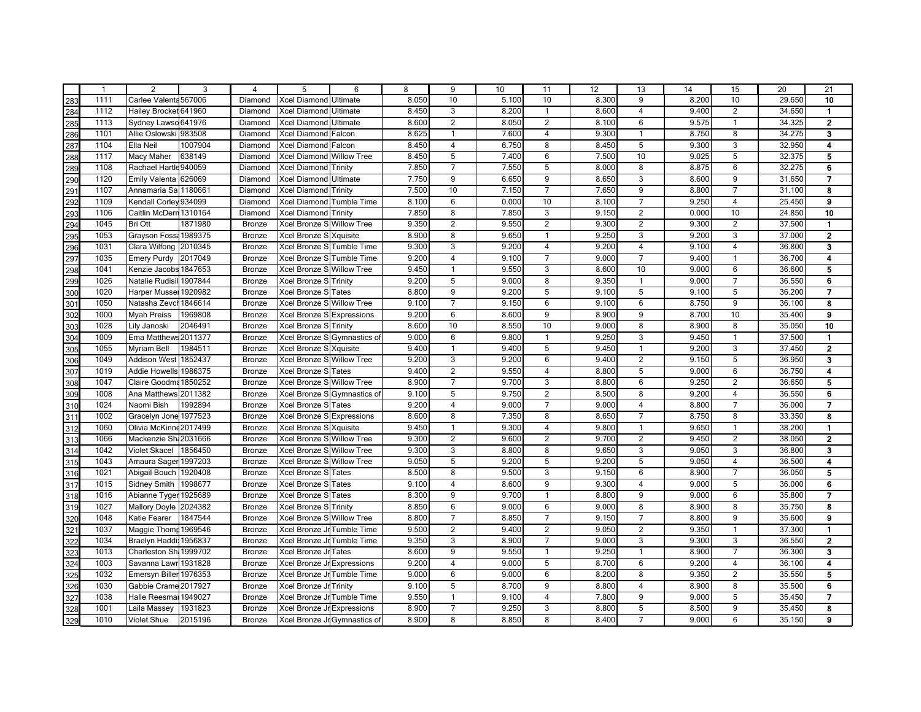| | 1 | 2 | 3 | 4 | 5 | 6 | 8 | 9 | 10 | 11 | 12 | 13 | 14 | 15 | 20 | 21 |
|---|---|---|---|---|---|---|---|---|---|---|---|---|---|---|---|---|
| 283 | 1111 | Carlee Valenta | 567006 | Diamond | Xcel Diamond | Ultimate | 8.050 | 10 | 5.100 | 10 | 8.300 | 9 | 8.200 | 10 | 29.650 | **10** |
| 284 | 1112 | Hailey Brocket | 641960 | Diamond | Xcel Diamond | Ultimate | 8.450 | 3 | 8.200 | 1 | 8.600 | 4 | 9.400 | 2 | 34.650 | **1** |
| 285 | 1113 | Sydney Lawso | 641976 | Diamond | Xcel Diamond | Ultimate | 8.600 | 2 | 8.050 | 2 | 8.100 | 6 | 9.575 | 1 | 34.325 | **2** |
| 286 | 1101 | Allie Oslowski | 983508 | Diamond | Xcel Diamond | Falcon | 8.625 | 1 | 7.600 | 4 | 9.300 | 1 | 8.750 | 8 | 34.275 | **3** |
| 287 | 1104 | Ella Neil | 1007904 | Diamond | Xcel Diamond | Falcon | 8.450 | 4 | 6.750 | 8 | 8.450 | 5 | 9.300 | 3 | 32.950 | **4** |
| 288 | 1117 | Macy Maher | 638149 | Diamond | Xcel Diamond | Willow Tree | 8.450 | 5 | 7.400 | 6 | 7.500 | 10 | 9.025 | 5 | 32.375 | **5** |
| 289 | 1108 | Rachael Hartle | 940059 | Diamond | Xcel Diamond | Trinity | 7.850 | 7 | 7.550 | 5 | 8.000 | 8 | 8.875 | 6 | 32.275 | **6** |
| 290 | 1120 | Emily Valenta | 626069 | Diamond | Xcel Diamond | Ultimate | 7.750 | 9 | 6.650 | 9 | 8.650 | 3 | 8.600 | 9 | 31.650 | **7** |
| 291 | 1107 | Annamaria Sa | 1180661 | Diamond | Xcel Diamond | Trinity | 7.500 | 10 | 7.150 | 7 | 7.650 | 9 | 8.800 | 7 | 31.100 | **8** |
| 292 | 1109 | Kendall Corley | 934099 | Diamond | Xcel Diamond | Tumble Time | 8.100 | 6 | 0.000 | 10 | 8.100 | 7 | 9.250 | 4 | 25.450 | **9** |
| 293 | 1106 | Caitlin McDern | 1310164 | Diamond | Xcel Diamond | Trinity | 7.850 | 8 | 7.850 | 3 | 9.150 | 2 | 0.000 | 10 | 24.850 | **10** |
| 294 | 1045 | Bri Ott | 1871980 | Bronze | Xcel Bronze S | Willow Tree | 9.350 | 2 | 9.550 | 2 | 9.300 | 2 | 9.300 | 2 | 37.500 | **1** |
| 295 | 1053 | Grayson Fossa | 1989375 | Bronze | Xcel Bronze S | Xquisite | 8.900 | 8 | 9.650 | 1 | 9.250 | 3 | 9.200 | 3 | 37.000 | **2** |
| 296 | 1031 | Clara Wilfong | 2010345 | Bronze | Xcel Bronze S | Tumble Time | 9.300 | 3 | 9.200 | 4 | 9.200 | 4 | 9.100 | 4 | 36.800 | **3** |
| 297 | 1035 | Emery Purdy | 2017049 | Bronze | Xcel Bronze S | Tumble Time | 9.200 | 4 | 9.100 | 7 | 9.000 | 7 | 9.400 | 1 | 36.700 | **4** |
| 298 | 1041 | Kenzie Jacobs | 1847653 | Bronze | Xcel Bronze S | Willow Tree | 9.450 | 1 | 9.550 | 3 | 8.600 | 10 | 9.000 | 6 | 36.600 | **5** |
| 299 | 1026 | Natalie Rudisil | 1907844 | Bronze | Xcel Bronze S | Trinity | 9.200 | 5 | 9.000 | 8 | 9.350 | 1 | 9.000 | 7 | 36.550 | **6** |
| 300 | 1020 | Harper Musser | 1920982 | Bronze | Xcel Bronze S | Tates | 8.800 | 9 | 9.200 | 5 | 9.100 | 5 | 9.100 | 5 | 36.200 | **7** |
| 301 | 1050 | Natasha Zevcl | 1846614 | Bronze | Xcel Bronze S | Willow Tree | 9.100 | 7 | 9.150 | 6 | 9.100 | 6 | 8.750 | 9 | 36.100 | **8** |
| 302 | 1000 | Myah Preiss | 1969808 | Bronze | Xcel Bronze S | Expressions | 9.200 | 6 | 8.600 | 9 | 8.900 | 9 | 8.700 | 10 | 35.400 | **9** |
| 303 | 1028 | Lily Janoski | 2046491 | Bronze | Xcel Bronze S | Trinity | 8.600 | 10 | 8.550 | 10 | 9.000 | 8 | 8.900 | 8 | 35.050 | **10** |
| 304 | 1009 | Ema Matthews | 2011377 | Bronze | Xcel Bronze S | Gymnastics of | 9.000 | 6 | 9.800 | 1 | 9.250 | 3 | 9.450 | 1 | 37.500 | **1** |
| 305 | 1055 | Myriam Bell | 1984511 | Bronze | Xcel Bronze S | Xquisite | 9.400 | 1 | 9.400 | 5 | 9.450 | 1 | 9.200 | 3 | 37.450 | **2** |
| 306 | 1049 | Addison West | 1852437 | Bronze | Xcel Bronze S | Willow Tree | 9.200 | 3 | 9.200 | 6 | 9.400 | 2 | 9.150 | 5 | 36.950 | **3** |
| 307 | 1019 | Addie Howells | 1986375 | Bronze | Xcel Bronze S | Tates | 9.400 | 2 | 9.550 | 4 | 8.800 | 5 | 9.000 | 6 | 36.750 | **4** |
| 308 | 1047 | Claire Goodma | 1850252 | Bronze | Xcel Bronze S | Willow Tree | 8.900 | 7 | 9.700 | 3 | 8.800 | 6 | 9.250 | 2 | 36.650 | **5** |
| 309 | 1008 | Ana Matthews | 2011382 | Bronze | Xcel Bronze S | Gymnastics of | 9.100 | 5 | 9.750 | 2 | 8.500 | 8 | 9.200 | 4 | 36.550 | **6** |
| 310 | 1024 | Naomi Bish | 1992894 | Bronze | Xcel Bronze S | Tates | 9.200 | 4 | 9.000 | 7 | 9.000 | 4 | 8.800 | 7 | 36.000 | **7** |
| 311 | 1002 | Gracelyn Jone | 1977523 | Bronze | Xcel Bronze S | Expressions | 8.600 | 8 | 7.350 | 8 | 8.650 | 7 | 8.750 | 8 | 33.350 | **8** |
| 312 | 1060 | Olivia McKinne | 2017499 | Bronze | Xcel Bronze S | Xquisite | 9.450 | 1 | 9.300 | 4 | 9.800 | 1 | 9.650 | 1 | 38.200 | **1** |
| 313 | 1066 | Mackenzie Sh | 2031666 | Bronze | Xcel Bronze S | Willow Tree | 9.300 | 2 | 9.600 | 2 | 9.700 | 2 | 9.450 | 2 | 38.050 | **2** |
| 314 | 1042 | Violet Skacel | 1856450 | Bronze | Xcel Bronze S | Willow Tree | 9.300 | 3 | 8.800 | 8 | 9.650 | 3 | 9.050 | 3 | 36.800 | **3** |
| 315 | 1043 | Amaura Sager | 1997203 | Bronze | Xcel Bronze S | Willow Tree | 9.050 | 5 | 9.200 | 5 | 9.200 | 5 | 9.050 | 4 | 36.500 | **4** |
| 316 | 1021 | Abigail Bouch | 1920408 | Bronze | Xcel Bronze S | Tates | 8.500 | 8 | 9.500 | 3 | 9.150 | 6 | 8.900 | 7 | 36.050 | **5** |
| 317 | 1015 | Sidney Smith | 1998677 | Bronze | Xcel Bronze S | Tates | 9.100 | 4 | 8.600 | 9 | 9.300 | 4 | 9.000 | 5 | 36.000 | **6** |
| 318 | 1016 | Abianne Tyger | 1925689 | Bronze | Xcel Bronze S | Tates | 8.300 | 9 | 9.700 | 1 | 8.800 | 9 | 9.000 | 6 | 35.800 | **7** |
| 319 | 1027 | Mallory Doyle | 2024382 | Bronze | Xcel Bronze S | Trinity | 8.850 | 6 | 9.000 | 6 | 9.000 | 8 | 8.900 | 8 | 35.750 | **8** |
| 320 | 1048 | Katie Fearer | 1847544 | Bronze | Xcel Bronze S | Willow Tree | 8.800 | 7 | 8.850 | 7 | 9.150 | 7 | 8.800 | 9 | 35.600 | **9** |
| 321 | 1037 | Maggie Thomp | 1969546 | Bronze | Xcel Bronze Jr | Tumble Time | 9.500 | 2 | 9.400 | 2 | 9.050 | 2 | 9.350 | 1 | 37.300 | **1** |
| 322 | 1034 | Braelyn Haddi | 1956837 | Bronze | Xcel Bronze Jr | Tumble Time | 9.350 | 3 | 8.900 | 7 | 9.000 | 3 | 9.300 | 3 | 36.550 | **2** |
| 323 | 1013 | Charleston Sh | 1999702 | Bronze | Xcel Bronze Jr | Tates | 8.600 | 9 | 9.550 | 1 | 9.250 | 1 | 8.900 | 7 | 36.300 | **3** |
| 324 | 1003 | Savanna Lawr | 1931828 | Bronze | Xcel Bronze Jr | Expressions | 9.200 | 4 | 9.000 | 5 | 8.700 | 6 | 9.200 | 4 | 36.100 | **4** |
| 325 | 1032 | Emersyn Biller | 1976353 | Bronze | Xcel Bronze Jr | Tumble Time | 9.000 | 6 | 9.000 | 6 | 8.200 | 8 | 9.350 | 2 | 35.550 | **5** |
| 326 | 1030 | Gabbie Crame | 2017927 | Bronze | Xcel Bronze Jr | Trinity | 9.100 | 5 | 8.700 | 9 | 8.800 | 4 | 8.900 | 8 | 35.500 | **6** |
| 327 | 1038 | Halle Reesma | 1949027 | Bronze | Xcel Bronze Jr | Tumble Time | 9.550 | 1 | 9.100 | 4 | 7.800 | 9 | 9.000 | 5 | 35.450 | **7** |
| 328 | 1001 | Laila Massey | 1931823 | Bronze | Xcel Bronze Jr | Expressions | 8.900 | 7 | 9.250 | 3 | 8.800 | 5 | 8.500 | 9 | 35.450 | **8** |
| 329 | 1010 | Violet Shue | 2015196 | Bronze | Xcel Bronze Jr | Gymnastics of | 8.900 | 8 | 8.850 | 8 | 8.400 | 7 | 9.000 | 6 | 35.150 | **9** |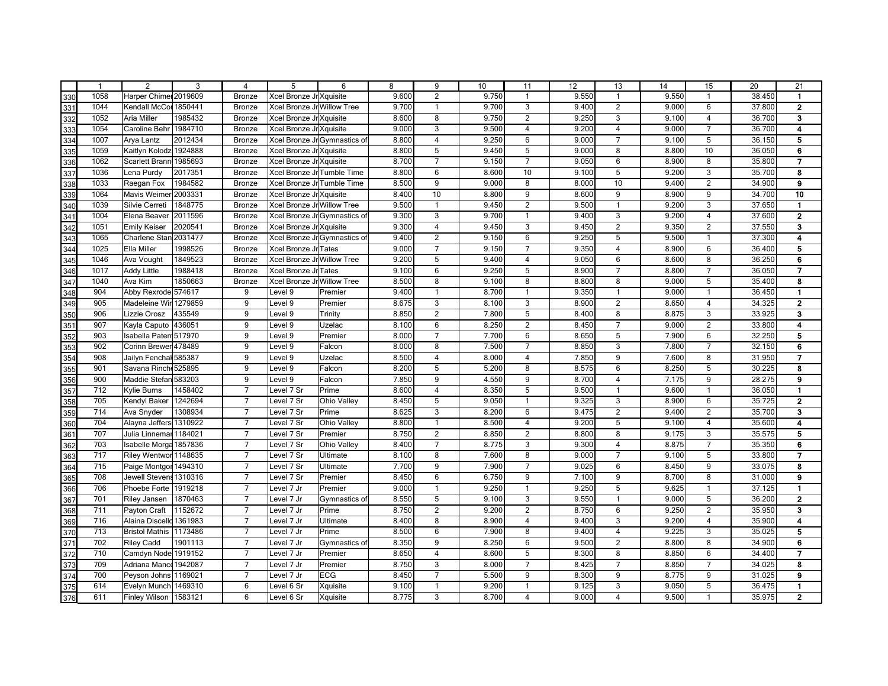| | 1 | 2 | 3 | 4 | 5 | 6 | 8 | 9 | 10 | 11 | 12 | 13 | 14 | 15 | 20 | 21 |
|---|---|---|---|---|---|---|---|---|---|---|---|---|---|---|---|---|
| 330 | 1058 | Harper Chimer | 2019609 | Bronze | Xcel Bronze Jr | Xquisite | 9.600 | 2 | 9.750 | 1 | 9.550 | 1 | 9.550 | 1 | 38.450 | **1** |
| 331 | 1044 | Kendall McCor | 1850441 | Bronze | Xcel Bronze Jr | Willow Tree | 9.700 | 1 | 9.700 | 3 | 9.400 | 2 | 9.000 | 6 | 37.800 | **2** |
| 332 | 1052 | Aria Miller | 1985432 | Bronze | Xcel Bronze Jr | Xquisite | 8.600 | 8 | 9.750 | 2 | 9.250 | 3 | 9.100 | 4 | 36.700 | **3** |
| 333 | 1054 | Caroline Behr | 1984710 | Bronze | Xcel Bronze Jr | Xquisite | 9.000 | 3 | 9.500 | 4 | 9.200 | 4 | 9.000 | 7 | 36.700 | **4** |
| 334 | 1007 | Arya Lantz | 2012434 | Bronze | Xcel Bronze Jr | Gymnastics of | 8.800 | 4 | 9.250 | 6 | 9.000 | 7 | 9.100 | 5 | 36.150 | **5** |
| 335 | 1059 | Kaitlyn Kolodz | 1924888 | Bronze | Xcel Bronze Jr | Xquisite | 8.800 | 5 | 9.450 | 5 | 9.000 | 8 | 8.800 | 10 | 36.050 | **6** |
| 336 | 1062 | Scarlett Brann | 1985693 | Bronze | Xcel Bronze Jr | Xquisite | 8.700 | 7 | 9.150 | 7 | 9.050 | 6 | 8.900 | 8 | 35.800 | **7** |
| 337 | 1036 | Lena Purdy | 2017351 | Bronze | Xcel Bronze Jr | Tumble Time | 8.800 | 6 | 8.600 | 10 | 9.100 | 5 | 9.200 | 3 | 35.700 | **8** |
| 338 | 1033 | Raegan Fox | 1984582 | Bronze | Xcel Bronze Jr | Tumble Time | 8.500 | 9 | 9.000 | 8 | 8.000 | 10 | 9.400 | 2 | 34.900 | **9** |
| 339 | 1064 | Mavis Weimer | 2003331 | Bronze | Xcel Bronze Jr | Xquisite | 8.400 | 10 | 8.800 | 9 | 8.600 | 9 | 8.900 | 9 | 34.700 | **10** |
| 340 | 1039 | Silvie Cerreti | 1848775 | Bronze | Xcel Bronze Jr | Willow Tree | 9.500 | 1 | 9.450 | 2 | 9.500 | 1 | 9.200 | 3 | 37.650 | **1** |
| 341 | 1004 | Elena Beaver | 2011596 | Bronze | Xcel Bronze Jr | Gymnastics of | 9.300 | 3 | 9.700 | 1 | 9.400 | 3 | 9.200 | 4 | 37.600 | **2** |
| 342 | 1051 | Emily Keiser | 2020541 | Bronze | Xcel Bronze Jr | Xquisite | 9.300 | 4 | 9.450 | 3 | 9.450 | 2 | 9.350 | 2 | 37.550 | **3** |
| 343 | 1065 | Charlene Stan | 2031477 | Bronze | Xcel Bronze Jr | Gymnastics of | 9.400 | 2 | 9.150 | 6 | 9.250 | 5 | 9.500 | 1 | 37.300 | **4** |
| 344 | 1025 | Ella Miller | 1998526 | Bronze | Xcel Bronze Jr | Tates | 9.000 | 7 | 9.150 | 7 | 9.350 | 4 | 8.900 | 6 | 36.400 | **5** |
| 345 | 1046 | Ava Vought | 1849523 | Bronze | Xcel Bronze Jr | Willow Tree | 9.200 | 5 | 9.400 | 4 | 9.050 | 6 | 8.600 | 8 | 36.250 | **6** |
| 346 | 1017 | Addy Little | 1988418 | Bronze | Xcel Bronze Jr | Tates | 9.100 | 6 | 9.250 | 5 | 8.900 | 7 | 8.800 | 7 | 36.050 | **7** |
| 347 | 1040 | Ava Kim | 1850663 | Bronze | Xcel Bronze Jr | Willow Tree | 8.500 | 8 | 9.100 | 8 | 8.800 | 8 | 9.000 | 5 | 35.400 | **8** |
| 348 | 904 | Abby Rexrode | 574617 | 9 | Level 9 | Premier | 9.400 | 1 | 8.700 | 1 | 9.350 | 1 | 9.000 | 1 | 36.450 | **1** |
| 349 | 905 | Madeleine Wir | 1279859 | 9 | Level 9 | Premier | 8.675 | 3 | 8.100 | 3 | 8.900 | 2 | 8.650 | 4 | 34.325 | **2** |
| 350 | 906 | Lizzie Orosz | 435549 | 9 | Level 9 | Trinity | 8.850 | 2 | 7.800 | 5 | 8.400 | 8 | 8.875 | 3 | 33.925 | **3** |
| 351 | 907 | Kayla Caputo | 436051 | 9 | Level 9 | Uzelac | 8.100 | 6 | 8.250 | 2 | 8.450 | 7 | 9.000 | 2 | 33.800 | **4** |
| 352 | 903 | Isabella Paterr | 517970 | 9 | Level 9 | Premier | 8.000 | 7 | 7.700 | 6 | 8.650 | 5 | 7.900 | 6 | 32.250 | **5** |
| 353 | 902 | Corinn Brewer | 478489 | 9 | Level 9 | Falcon | 8.000 | 8 | 7.500 | 7 | 8.850 | 3 | 7.800 | 7 | 32.150 | **6** |
| 354 | 908 | Jailyn Fenchak | 585387 | 9 | Level 9 | Uzelac | 8.500 | 4 | 8.000 | 4 | 7.850 | 9 | 7.600 | 8 | 31.950 | **7** |
| 355 | 901 | Savana Rinche | 525895 | 9 | Level 9 | Falcon | 8.200 | 5 | 5.200 | 8 | 8.575 | 6 | 8.250 | 5 | 30.225 | **8** |
| 356 | 900 | Maddie Stefan | 583203 | 9 | Level 9 | Falcon | 7.850 | 9 | 4.550 | 9 | 8.700 | 4 | 7.175 | 9 | 28.275 | **9** |
| 357 | 712 | Kylie Burns | 1458402 | 7 | Level 7 Sr | Prime | 8.600 | 4 | 8.350 | 5 | 9.500 | 1 | 9.600 | 1 | 36.050 | **1** |
| 358 | 705 | Kendyl Baker | 1242694 | 7 | Level 7 Sr | Ohio Valley | 8.450 | 5 | 9.050 | 1 | 9.325 | 3 | 8.900 | 6 | 35.725 | **2** |
| 359 | 714 | Ava Snyder | 1308934 | 7 | Level 7 Sr | Prime | 8.625 | 3 | 8.200 | 6 | 9.475 | 2 | 9.400 | 2 | 35.700 | **3** |
| 360 | 704 | Alayna Jeffers | 1310922 | 7 | Level 7 Sr | Ohio Valley | 8.800 | 1 | 8.500 | 4 | 9.200 | 5 | 9.100 | 4 | 35.600 | **4** |
| 361 | 707 | Julia Linnemar | 1184021 | 7 | Level 7 Sr | Premier | 8.750 | 2 | 8.850 | 2 | 8.800 | 8 | 9.175 | 3 | 35.575 | **5** |
| 362 | 703 | Isabelle Morga | 1857836 | 7 | Level 7 Sr | Ohio Valley | 8.400 | 7 | 8.775 | 3 | 9.300 | 4 | 8.875 | 7 | 35.350 | **6** |
| 363 | 717 | Riley Wentwor | 1148635 | 7 | Level 7 Sr | Ultimate | 8.100 | 8 | 7.600 | 8 | 9.000 | 7 | 9.100 | 5 | 33.800 | **7** |
| 364 | 715 | Paige Montgor | 1494310 | 7 | Level 7 Sr | Ultimate | 7.700 | 9 | 7.900 | 7 | 9.025 | 6 | 8.450 | 9 | 33.075 | **8** |
| 365 | 708 | Jewell Stevens | 1310316 | 7 | Level 7 Sr | Premier | 8.450 | 6 | 6.750 | 9 | 7.100 | 9 | 8.700 | 8 | 31.000 | **9** |
| 366 | 706 | Phoebe Forte | 1919218 | 7 | Level 7 Jr | Premier | 9.000 | 1 | 9.250 | 1 | 9.250 | 5 | 9.625 | 1 | 37.125 | **1** |
| 367 | 701 | Riley Jansen | 1870463 | 7 | Level 7 Jr | Gymnastics of | 8.550 | 5 | 9.100 | 3 | 9.550 | 1 | 9.000 | 5 | 36.200 | **2** |
| 368 | 711 | Payton Craft | 1152672 | 7 | Level 7 Jr | Prime | 8.750 | 2 | 9.200 | 2 | 8.750 | 6 | 9.250 | 2 | 35.950 | **3** |
| 369 | 716 | Alaina Discello | 1361983 | 7 | Level 7 Jr | Ultimate | 8.400 | 8 | 8.900 | 4 | 9.400 | 3 | 9.200 | 4 | 35.900 | **4** |
| 370 | 713 | Bristol Mathis | 1173486 | 7 | Level 7 Jr | Prime | 8.500 | 6 | 7.900 | 8 | 9.400 | 4 | 9.225 | 3 | 35.025 | **5** |
| 371 | 702 | Riley Cadd | 1901113 | 7 | Level 7 Jr | Gymnastics of | 8.350 | 9 | 8.250 | 6 | 9.500 | 2 | 8.800 | 8 | 34.900 | **6** |
| 372 | 710 | Camdyn Node | 1919152 | 7 | Level 7 Jr | Premier | 8.650 | 4 | 8.600 | 5 | 8.300 | 8 | 8.850 | 6 | 34.400 | **7** |
| 373 | 709 | Adriana Mance | 1942087 | 7 | Level 7 Jr | Premier | 8.750 | 3 | 8.000 | 7 | 8.425 | 7 | 8.850 | 7 | 34.025 | **8** |
| 374 | 700 | Peyson Johns | 1169021 | 7 | Level 7 Jr | ECG | 8.450 | 7 | 5.500 | 9 | 8.300 | 9 | 8.775 | 9 | 31.025 | **9** |
| 375 | 614 | Evelyn Munch | 1469310 | 6 | Level 6 Sr | Xquisite | 9.100 | 1 | 9.200 | 1 | 9.125 | 3 | 9.050 | 5 | 36.475 | **1** |
| 376 | 611 | Finley Wilson | 1583121 | 6 | Level 6 Sr | Xquisite | 8.775 | 3 | 8.700 | 4 | 9.000 | 4 | 9.500 | 1 | 35.975 | **2** |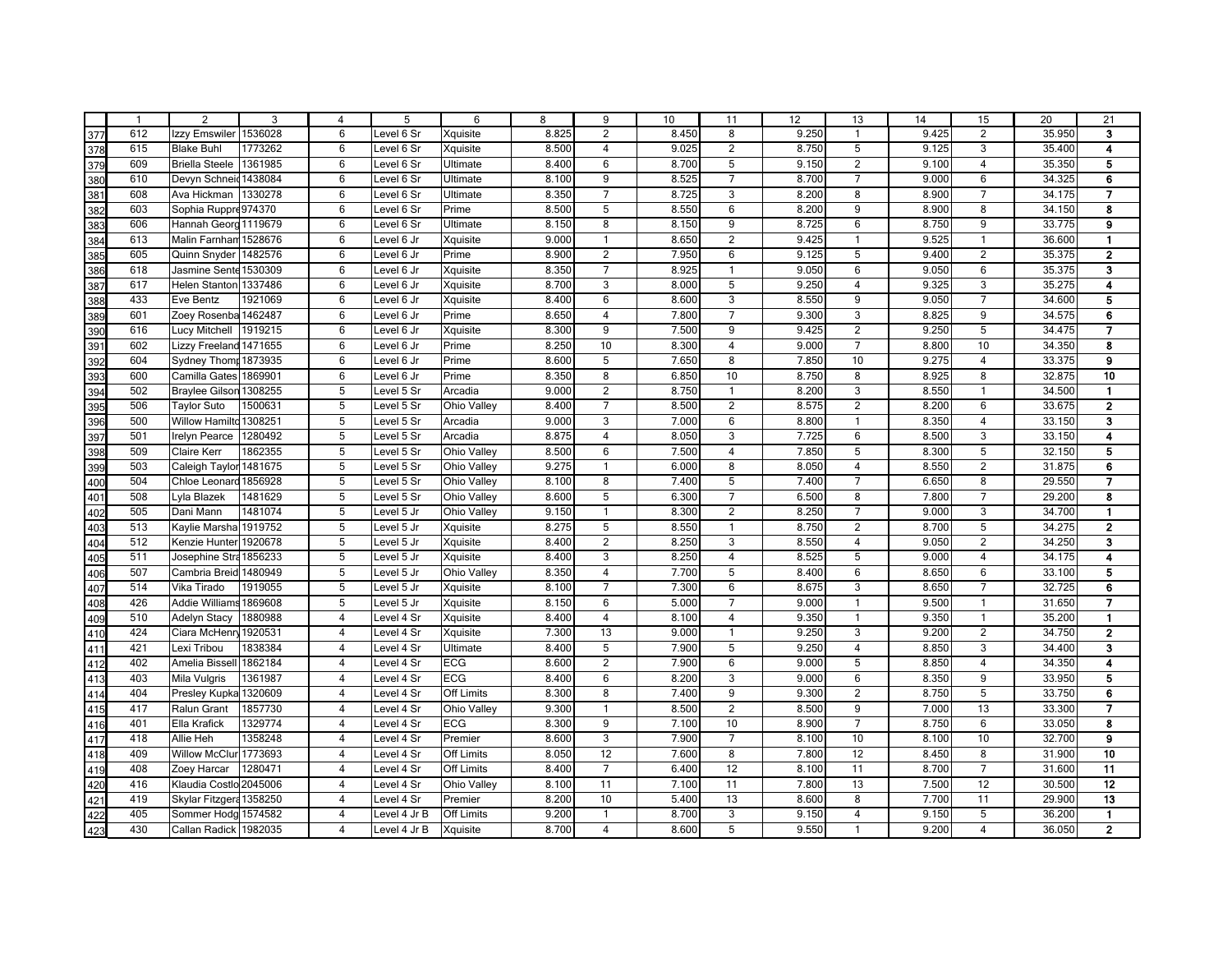| | 1 | 2 | 3 | 4 | 5 | 6 | 8 | 9 | 10 | 11 | 12 | 13 | 14 | 15 | 20 | 21 |
|---|---|---|---|---|---|---|---|---|---|---|---|---|---|---|---|---|
| 377 | 612 | Izzy Emswiler | 1536028 | 6 | Level 6 Sr | Xquisite | 8.825 | 2 | 8.450 | 8 | 9.250 | 1 | 9.425 | 2 | 35.950 | **3** |
| 378 | 615 | Blake Buhl | 1773262 | 6 | Level 6 Sr | Xquisite | 8.500 | 4 | 9.025 | 2 | 8.750 | 5 | 9.125 | 3 | 35.400 | **4** |
| 379 | 609 | Briella Steele | 1361985 | 6 | Level 6 Sr | Ultimate | 8.400 | 6 | 8.700 | 5 | 9.150 | 2 | 9.100 | 4 | 35.350 | **5** |
| 380 | 610 | Devyn Schneid | 1438084 | 6 | Level 6 Sr | Ultimate | 8.100 | 9 | 8.525 | 7 | 8.700 | 7 | 9.000 | 6 | 34.325 | **6** |
| 381 | 608 | Ava Hickman | 1330278 | 6 | Level 6 Sr | Ultimate | 8.350 | 7 | 8.725 | 3 | 8.200 | 8 | 8.900 | 7 | 34.175 | **7** |
| 382 | 603 | Sophia Ruppre | 974370 | 6 | Level 6 Sr | Prime | 8.500 | 5 | 8.550 | 6 | 8.200 | 9 | 8.900 | 8 | 34.150 | **8** |
| 383 | 606 | Hannah Georg | 1119679 | 6 | Level 6 Sr | Ultimate | 8.150 | 8 | 8.150 | 9 | 8.725 | 6 | 8.750 | 9 | 33.775 | **9** |
| 384 | 613 | Malin Farnham | 1528676 | 6 | Level 6 Jr | Xquisite | 9.000 | 1 | 8.650 | 2 | 9.425 | 1 | 9.525 | 1 | 36.600 | **1** |
| 385 | 605 | Quinn Snyder | 1482576 | 6 | Level 6 Jr | Prime | 8.900 | 2 | 7.950 | 6 | 9.125 | 5 | 9.400 | 2 | 35.375 | **2** |
| 386 | 618 | Jasmine Sente | 1530309 | 6 | Level 6 Jr | Xquisite | 8.350 | 7 | 8.925 | 1 | 9.050 | 6 | 9.050 | 6 | 35.375 | **3** |
| 387 | 617 | Helen Stanton | 1337486 | 6 | Level 6 Jr | Xquisite | 8.700 | 3 | 8.000 | 5 | 9.250 | 4 | 9.325 | 3 | 35.275 | **4** |
| 388 | 433 | Eve Bentz | 1921069 | 6 | Level 6 Jr | Xquisite | 8.400 | 6 | 8.600 | 3 | 8.550 | 9 | 9.050 | 7 | 34.600 | **5** |
| 389 | 601 | Zoey Rosenba | 1462487 | 6 | Level 6 Jr | Prime | 8.650 | 4 | 7.800 | 7 | 9.300 | 3 | 8.825 | 9 | 34.575 | **6** |
| 390 | 616 | Lucy Mitchell | 1919215 | 6 | Level 6 Jr | Xquisite | 8.300 | 9 | 7.500 | 9 | 9.425 | 2 | 9.250 | 5 | 34.475 | **7** |
| 391 | 602 | Lizzy Freeland | 1471655 | 6 | Level 6 Jr | Prime | 8.250 | 10 | 8.300 | 4 | 9.000 | 7 | 8.800 | 10 | 34.350 | **8** |
| 392 | 604 | Sydney Thomp | 1873935 | 6 | Level 6 Jr | Prime | 8.600 | 5 | 7.650 | 8 | 7.850 | 10 | 9.275 | 4 | 33.375 | **9** |
| 393 | 600 | Camilla Gates | 1869901 | 6 | Level 6 Jr | Prime | 8.350 | 8 | 6.850 | 10 | 8.750 | 8 | 8.925 | 8 | 32.875 | **10** |
| 394 | 502 | Braylee Gilson | 1308255 | 5 | Level 5 Sr | Arcadia | 9.000 | 2 | 8.750 | 1 | 8.200 | 3 | 8.550 | 1 | 34.500 | **1** |
| 395 | 506 | Taylor Suto | 1500631 | 5 | Level 5 Sr | Ohio Valley | 8.400 | 7 | 8.500 | 2 | 8.575 | 2 | 8.200 | 6 | 33.675 | **2** |
| 396 | 500 | Willow Hamilto | 1308251 | 5 | Level 5 Sr | Arcadia | 9.000 | 3 | 7.000 | 6 | 8.800 | 1 | 8.350 | 4 | 33.150 | **3** |
| 397 | 501 | Irelyn Pearce | 1280492 | 5 | Level 5 Sr | Arcadia | 8.875 | 4 | 8.050 | 3 | 7.725 | 6 | 8.500 | 3 | 33.150 | **4** |
| 398 | 509 | Claire Kerr | 1862355 | 5 | Level 5 Sr | Ohio Valley | 8.500 | 6 | 7.500 | 4 | 7.850 | 5 | 8.300 | 5 | 32.150 | **5** |
| 399 | 503 | Caleigh Taylor | 1481675 | 5 | Level 5 Sr | Ohio Valley | 9.275 | 1 | 6.000 | 8 | 8.050 | 4 | 8.550 | 2 | 31.875 | **6** |
| 400 | 504 | Chloe Leonard | 1856928 | 5 | Level 5 Sr | Ohio Valley | 8.100 | 8 | 7.400 | 5 | 7.400 | 7 | 6.650 | 8 | 29.550 | **7** |
| 401 | 508 | Lyla Blazek | 1481629 | 5 | Level 5 Sr | Ohio Valley | 8.600 | 5 | 6.300 | 7 | 6.500 | 8 | 7.800 | 7 | 29.200 | **8** |
| 402 | 505 | Dani Mann | 1481074 | 5 | Level 5 Jr | Ohio Valley | 9.150 | 1 | 8.300 | 2 | 8.250 | 7 | 9.000 | 3 | 34.700 | **1** |
| 403 | 513 | Kaylie Marsha | 1919752 | 5 | Level 5 Jr | Xquisite | 8.275 | 5 | 8.550 | 1 | 8.750 | 2 | 8.700 | 5 | 34.275 | **2** |
| 404 | 512 | Kenzie Hunter | 1920678 | 5 | Level 5 Jr | Xquisite | 8.400 | 2 | 8.250 | 3 | 8.550 | 4 | 9.050 | 2 | 34.250 | **3** |
| 405 | 511 | Josephine Stra | 1856233 | 5 | Level 5 Jr | Xquisite | 8.400 | 3 | 8.250 | 4 | 8.525 | 5 | 9.000 | 4 | 34.175 | **4** |
| 406 | 507 | Cambria Breid | 1480949 | 5 | Level 5 Jr | Ohio Valley | 8.350 | 4 | 7.700 | 5 | 8.400 | 6 | 8.650 | 6 | 33.100 | **5** |
| 407 | 514 | Vika Tirado | 1919055 | 5 | Level 5 Jr | Xquisite | 8.100 | 7 | 7.300 | 6 | 8.675 | 3 | 8.650 | 7 | 32.725 | **6** |
| 408 | 426 | Addie Williams | 1869608 | 5 | Level 5 Jr | Xquisite | 8.150 | 6 | 5.000 | 7 | 9.000 | 1 | 9.500 | 1 | 31.650 | **7** |
| 409 | 510 | Adelyn Stacy | 1880988 | 4 | Level 4 Sr | Xquisite | 8.400 | 4 | 8.100 | 4 | 9.350 | 1 | 9.350 | 1 | 35.200 | **1** |
| 410 | 424 | Ciara McHenry | 1920531 | 4 | Level 4 Sr | Xquisite | 7.300 | 13 | 9.000 | 1 | 9.250 | 3 | 9.200 | 2 | 34.750 | **2** |
| 411 | 421 | Lexi Tribou | 1838384 | 4 | Level 4 Sr | Ultimate | 8.400 | 5 | 7.900 | 5 | 9.250 | 4 | 8.850 | 3 | 34.400 | **3** |
| 412 | 402 | Amelia Bissell | 1862184 | 4 | Level 4 Sr | ECG | 8.600 | 2 | 7.900 | 6 | 9.000 | 5 | 8.850 | 4 | 34.350 | **4** |
| 413 | 403 | Mila Vulgris | 1361987 | 4 | Level 4 Sr | ECG | 8.400 | 6 | 8.200 | 3 | 9.000 | 6 | 8.350 | 9 | 33.950 | **5** |
| 414 | 404 | Presley Kupka | 1320609 | 4 | Level 4 Sr | Off Limits | 8.300 | 8 | 7.400 | 9 | 9.300 | 2 | 8.750 | 5 | 33.750 | **6** |
| 415 | 417 | Ralun Grant | 1857730 | 4 | Level 4 Sr | Ohio Valley | 9.300 | 1 | 8.500 | 2 | 8.500 | 9 | 7.000 | 13 | 33.300 | **7** |
| 416 | 401 | Ella Krafick | 1329774 | 4 | Level 4 Sr | ECG | 8.300 | 9 | 7.100 | 10 | 8.900 | 7 | 8.750 | 6 | 33.050 | **8** |
| 417 | 418 | Allie Heh | 1358248 | 4 | Level 4 Sr | Premier | 8.600 | 3 | 7.900 | 7 | 8.100 | 10 | 8.100 | 10 | 32.700 | **9** |
| 418 | 409 | Willow McClur | 1773693 | 4 | Level 4 Sr | Off Limits | 8.050 | 12 | 7.600 | 8 | 7.800 | 12 | 8.450 | 8 | 31.900 | **10** |
| 419 | 408 | Zoey Harcar | 1280471 | 4 | Level 4 Sr | Off Limits | 8.400 | 7 | 6.400 | 12 | 8.100 | 11 | 8.700 | 7 | 31.600 | **11** |
| 420 | 416 | Klaudia Costlo | 2045006 | 4 | Level 4 Sr | Ohio Valley | 8.100 | 11 | 7.100 | 11 | 7.800 | 13 | 7.500 | 12 | 30.500 | **12** |
| 421 | 419 | Skylar Fitzgera | 1358250 | 4 | Level 4 Sr | Premier | 8.200 | 10 | 5.400 | 13 | 8.600 | 8 | 7.700 | 11 | 29.900 | **13** |
| 422 | 405 | Sommer Hodg | 1574582 | 4 | Level 4 Jr B | Off Limits | 9.200 | 1 | 8.700 | 3 | 9.150 | 4 | 9.150 | 5 | 36.200 | **1** |
| 423 | 430 | Callan Radick | 1982035 | 4 | Level 4 Jr B | Xquisite | 8.700 | 4 | 8.600 | 5 | 9.550 | 1 | 9.200 | 4 | 36.050 | **2** |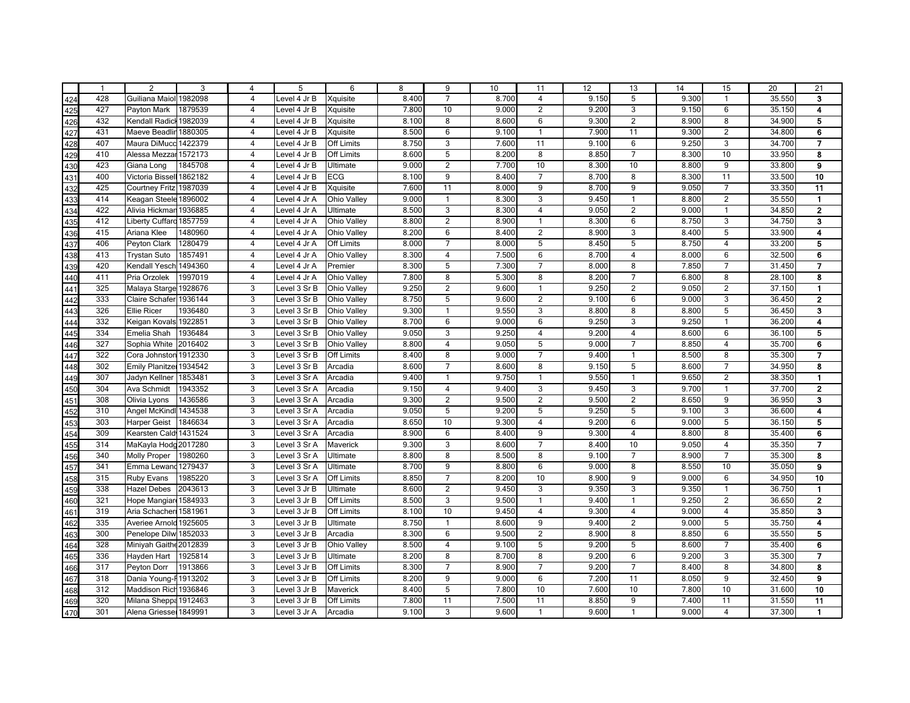| | 1 | 2 | 3 | 4 | 5 | 6 | 8 | 9 | 10 | 11 | 12 | 13 | 14 | 15 | 20 | 21 |
|---|---|---|---|---|---|---|---|---|---|---|---|---|---|---|---|---|
| 424 | 428 | Guiliana Maiol | 1982098 | 4 | Level 4 Jr B | Xquisite | 8.400 | 7 | 8.700 | 4 | 9.150 | 5 | 9.300 | 1 | 35.550 | **3** |
| 425 | 427 | Payton Mark | 1879539 | 4 | Level 4 Jr B | Xquisite | 7.800 | 10 | 9.000 | 2 | 9.200 | 3 | 9.150 | 6 | 35.150 | **4** |
| 426 | 432 | Kendall Radick | 1982039 | 4 | Level 4 Jr B | Xquisite | 8.100 | 8 | 8.600 | 6 | 9.300 | 2 | 8.900 | 8 | 34.900 | **5** |
| 427 | 431 | Maeve Beadlin | 1880305 | 4 | Level 4 Jr B | Xquisite | 8.500 | 6 | 9.100 | 1 | 7.900 | 11 | 9.300 | 2 | 34.800 | **6** |
| 428 | 407 | Maura DiMucc | 1422379 | 4 | Level 4 Jr B | Off Limits | 8.750 | 3 | 7.600 | 11 | 9.100 | 6 | 9.250 | 3 | 34.700 | **7** |
| 429 | 410 | Alessa Mezzar | 1572173 | 4 | Level 4 Jr B | Off Limits | 8.600 | 5 | 8.200 | 8 | 8.850 | 7 | 8.300 | 10 | 33.950 | **8** |
| 430 | 423 | Giana Long | 1845708 | 4 | Level 4 Jr B | Ultimate | 9.000 | 2 | 7.700 | 10 | 8.300 | 10 | 8.800 | 9 | 33.800 | **9** |
| 431 | 400 | Victoria Bissell | 1862182 | 4 | Level 4 Jr B | ECG | 8.100 | 9 | 8.400 | 7 | 8.700 | 8 | 8.300 | 11 | 33.500 | **10** |
| 432 | 425 | Courtney Fritz | 1987039 | 4 | Level 4 Jr B | Xquisite | 7.600 | 11 | 8.000 | 9 | 8.700 | 9 | 9.050 | 7 | 33.350 | **11** |
| 433 | 414 | Keagan Steele | 1896002 | 4 | Level 4 Jr A | Ohio Valley | 9.000 | 1 | 8.300 | 3 | 9.450 | 1 | 8.800 | 2 | 35.550 | **1** |
| 434 | 422 | Alivia Hickman | 1936885 | 4 | Level 4 Jr A | Ultimate | 8.500 | 3 | 8.300 | 4 | 9.050 | 2 | 9.000 | 1 | 34.850 | **2** |
| 435 | 412 | Liberty Cuffaro | 1857759 | 4 | Level 4 Jr A | Ohio Valley | 8.800 | 2 | 8.900 | 1 | 8.300 | 6 | 8.750 | 3 | 34.750 | **3** |
| 436 | 415 | Ariana Klee | 1480960 | 4 | Level 4 Jr A | Ohio Valley | 8.200 | 6 | 8.400 | 2 | 8.900 | 3 | 8.400 | 5 | 33.900 | **4** |
| 437 | 406 | Peyton Clark | 1280479 | 4 | Level 4 Jr A | Off Limits | 8.000 | 7 | 8.000 | 5 | 8.450 | 5 | 8.750 | 4 | 33.200 | **5** |
| 438 | 413 | Trystan Suto | 1857491 | 4 | Level 4 Jr A | Ohio Valley | 8.300 | 4 | 7.500 | 6 | 8.700 | 4 | 8.000 | 6 | 32.500 | **6** |
| 439 | 420 | Kendall Yesch | 1494360 | 4 | Level 4 Jr A | Premier | 8.300 | 5 | 7.300 | 7 | 8.000 | 8 | 7.850 | 7 | 31.450 | **7** |
| 440 | 411 | Pria Orzolek | 1997019 | 4 | Level 4 Jr A | Ohio Valley | 7.800 | 8 | 5.300 | 8 | 8.200 | 7 | 6.800 | 8 | 28.100 | **8** |
| 441 | 325 | Malaya Starge | 1928676 | 3 | Level 3 Sr B | Ohio Valley | 9.250 | 2 | 9.600 | 1 | 9.250 | 2 | 9.050 | 2 | 37.150 | **1** |
| 442 | 333 | Claire Schafer | 1936144 | 3 | Level 3 Sr B | Ohio Valley | 8.750 | 5 | 9.600 | 2 | 9.100 | 6 | 9.000 | 3 | 36.450 | **2** |
| 443 | 326 | Ellie Ricer | 1936480 | 3 | Level 3 Sr B | Ohio Valley | 9.300 | 1 | 9.550 | 3 | 8.800 | 8 | 8.800 | 5 | 36.450 | **3** |
| 444 | 332 | Keigan Kovals | 1922851 | 3 | Level 3 Sr B | Ohio Valley | 8.700 | 6 | 9.000 | 6 | 9.250 | 3 | 9.250 | 1 | 36.200 | **4** |
| 445 | 334 | Emelia Shah | 1936484 | 3 | Level 3 Sr B | Ohio Valley | 9.050 | 3 | 9.250 | 4 | 9.200 | 4 | 8.600 | 6 | 36.100 | **5** |
| 446 | 327 | Sophia White | 2016402 | 3 | Level 3 Sr B | Ohio Valley | 8.800 | 4 | 9.050 | 5 | 9.000 | 7 | 8.850 | 4 | 35.700 | **6** |
| 447 | 322 | Cora Johnston | 1912330 | 3 | Level 3 Sr B | Off Limits | 8.400 | 8 | 9.000 | 7 | 9.400 | 1 | 8.500 | 8 | 35.300 | **7** |
| 448 | 302 | Emily Planitzer | 1934542 | 3 | Level 3 Sr B | Arcadia | 8.600 | 7 | 8.600 | 8 | 9.150 | 5 | 8.600 | 7 | 34.950 | **8** |
| 449 | 307 | Jadyn Kellner | 1853481 | 3 | Level 3 Sr A | Arcadia | 9.400 | 1 | 9.750 | 1 | 9.550 | 1 | 9.650 | 2 | 38.350 | **1** |
| 450 | 304 | Ava Schmidt | 1943352 | 3 | Level 3 Sr A | Arcadia | 9.150 | 4 | 9.400 | 3 | 9.450 | 3 | 9.700 | 1 | 37.700 | **2** |
| 451 | 308 | Olivia Lyons | 1436586 | 3 | Level 3 Sr A | Arcadia | 9.300 | 2 | 9.500 | 2 | 9.500 | 2 | 8.650 | 9 | 36.950 | **3** |
| 452 | 310 | Angel McKindl | 1434538 | 3 | Level 3 Sr A | Arcadia | 9.050 | 5 | 9.200 | 5 | 9.250 | 5 | 9.100 | 3 | 36.600 | **4** |
| 453 | 303 | Harper Geist | 1846634 | 3 | Level 3 Sr A | Arcadia | 8.650 | 10 | 9.300 | 4 | 9.200 | 6 | 9.000 | 5 | 36.150 | **5** |
| 454 | 309 | Kearsten Cald | 1431524 | 3 | Level 3 Sr A | Arcadia | 8.900 | 6 | 8.400 | 9 | 9.300 | 4 | 8.800 | 8 | 35.400 | **6** |
| 455 | 314 | MaKayla Hodg | 2017280 | 3 | Level 3 Sr A | Maverick | 9.300 | 3 | 8.600 | 7 | 8.400 | 10 | 9.050 | 4 | 35.350 | **7** |
| 456 | 340 | Molly Proper | 1980260 | 3 | Level 3 Sr A | Ultimate | 8.800 | 8 | 8.500 | 8 | 9.100 | 7 | 8.900 | 7 | 35.300 | **8** |
| 457 | 341 | Emma Lewand | 1279437 | 3 | Level 3 Sr A | Ultimate | 8.700 | 9 | 8.800 | 6 | 9.000 | 8 | 8.550 | 10 | 35.050 | **9** |
| 458 | 315 | Ruby Evans | 1985220 | 3 | Level 3 Sr A | Off Limits | 8.850 | 7 | 8.200 | 10 | 8.900 | 9 | 9.000 | 6 | 34.950 | **10** |
| 459 | 338 | Hazel Debes | 2043613 | 3 | Level 3 Jr B | Ultimate | 8.600 | 2 | 9.450 | 3 | 9.350 | 3 | 9.350 | 1 | 36.750 | **1** |
| 460 | 321 | Hope Mangiare | 1584933 | 3 | Level 3 Jr B | Off Limits | 8.500 | 3 | 9.500 | 1 | 9.400 | 1 | 9.250 | 2 | 36.650 | **2** |
| 461 | 319 | Aria Schacher | 1581961 | 3 | Level 3 Jr B | Off Limits | 8.100 | 10 | 9.450 | 4 | 9.300 | 4 | 9.000 | 4 | 35.850 | **3** |
| 462 | 335 | Averiee Arnold | 1925605 | 3 | Level 3 Jr B | Ultimate | 8.750 | 1 | 8.600 | 9 | 9.400 | 2 | 9.000 | 5 | 35.750 | **4** |
| 463 | 300 | Penelope Dilw | 1852033 | 3 | Level 3 Jr B | Arcadia | 8.300 | 6 | 9.500 | 2 | 8.900 | 8 | 8.850 | 6 | 35.550 | **5** |
| 464 | 328 | Miniyah Gaithe | 2012839 | 3 | Level 3 Jr B | Ohio Valley | 8.500 | 4 | 9.100 | 5 | 9.200 | 5 | 8.600 | 7 | 35.400 | **6** |
| 465 | 336 | Hayden Hart | 1925814 | 3 | Level 3 Jr B | Ultimate | 8.200 | 8 | 8.700 | 8 | 9.200 | 6 | 9.200 | 3 | 35.300 | **7** |
| 466 | 317 | Peyton Dorr | 1913866 | 3 | Level 3 Jr B | Off Limits | 8.300 | 7 | 8.900 | 7 | 9.200 | 7 | 8.400 | 8 | 34.800 | **8** |
| 467 | 318 | Dania Young-F | 1913202 | 3 | Level 3 Jr B | Off Limits | 8.200 | 9 | 9.000 | 6 | 7.200 | 11 | 8.050 | 9 | 32.450 | **9** |
| 468 | 312 | Maddison Rich | 1936846 | 3 | Level 3 Jr B | Maverick | 8.400 | 5 | 7.800 | 10 | 7.600 | 10 | 7.800 | 10 | 31.600 | **10** |
| 469 | 320 | Milana Sheppa | 1912463 | 3 | Level 3 Jr B | Off Limits | 7.800 | 11 | 7.500 | 11 | 8.850 | 9 | 7.400 | 11 | 31.550 | **11** |
| 470 | 301 | Alena Griesser | 1849991 | 3 | Level 3 Jr A | Arcadia | 9.100 | 3 | 9.600 | 1 | 9.600 | 1 | 9.000 | 4 | 37.300 | **1** |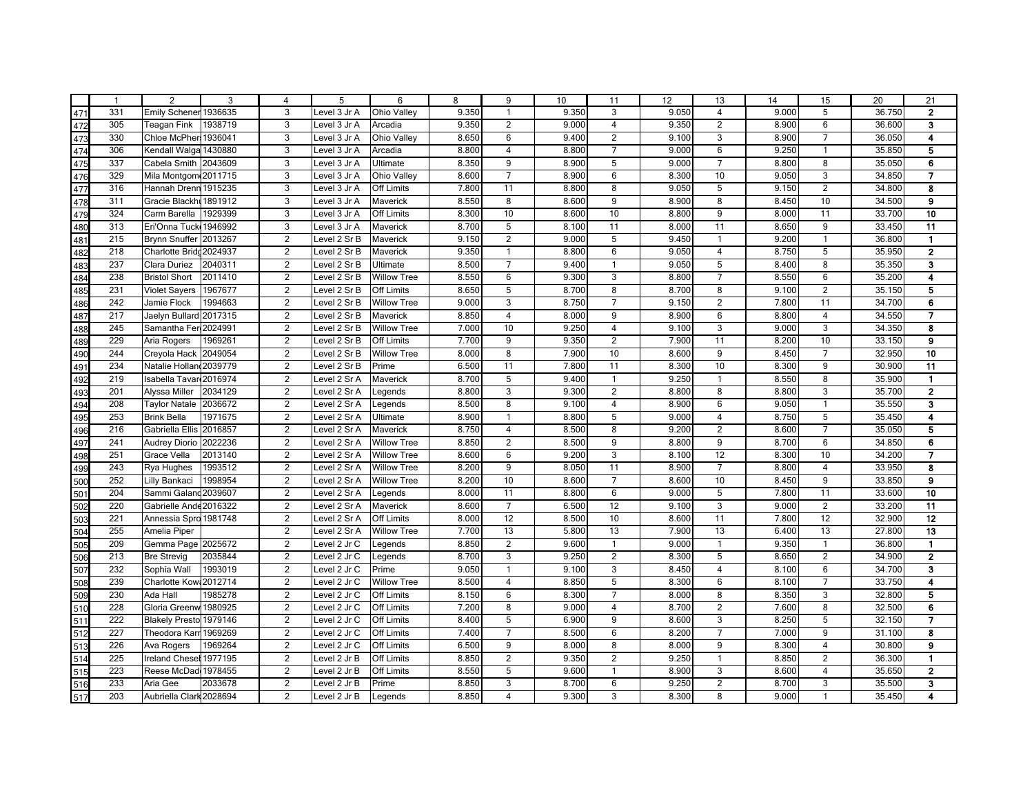| | 1 | 2 | 3 | 4 | 5 | 6 | 8 | 9 | 10 | 11 | 12 | 13 | 14 | 15 | 20 | 21 |
|---|---|---|---|---|---|---|---|---|---|---|---|---|---|---|---|---|
| 471 | 331 | Emily Schener | 1936635 | 3 | Level 3 Jr A | Ohio Valley | 9.350 | 1 | 9.350 | 3 | 9.050 | 4 | 9.000 | 5 | 36.750 | **2** |
| 472 | 305 | Teagan Fink | 1938719 | 3 | Level 3 Jr A | Arcadia | 9.350 | 2 | 9.000 | 4 | 9.350 | 2 | 8.900 | 6 | 36.600 | **3** |
| 473 | 330 | Chloe McPher | 1936041 | 3 | Level 3 Jr A | Ohio Valley | 8.650 | 6 | 9.400 | 2 | 9.100 | 3 | 8.900 | 7 | 36.050 | **4** |
| 474 | 306 | Kendall Walga | 1430880 | 3 | Level 3 Jr A | Arcadia | 8.800 | 4 | 8.800 | 7 | 9.000 | 6 | 9.250 | 1 | 35.850 | **5** |
| 475 | 337 | Cabela Smith | 2043609 | 3 | Level 3 Jr A | Ultimate | 8.350 | 9 | 8.900 | 5 | 9.000 | 7 | 8.800 | 8 | 35.050 | **6** |
| 476 | 329 | Mila Montgom | 2011715 | 3 | Level 3 Jr A | Ohio Valley | 8.600 | 7 | 8.900 | 6 | 8.300 | 10 | 9.050 | 3 | 34.850 | **7** |
| 477 | 316 | Hannah Drenn | 1915235 | 3 | Level 3 Jr A | Off Limits | 7.800 | 11 | 8.800 | 8 | 9.050 | 5 | 9.150 | 2 | 34.800 | **8** |
| 478 | 311 | Gracie Blackh | 1891912 | 3 | Level 3 Jr A | Maverick | 8.550 | 8 | 8.600 | 9 | 8.900 | 8 | 8.450 | 10 | 34.500 | **9** |
| 479 | 324 | Carm Barella | 1929399 | 3 | Level 3 Jr A | Off Limits | 8.300 | 10 | 8.600 | 10 | 8.800 | 9 | 8.000 | 11 | 33.700 | **10** |
| 480 | 313 | Eri'Onna Tuck | 1946992 | 3 | Level 3 Jr A | Maverick | 8.700 | 5 | 8.100 | 11 | 8.000 | 11 | 8.650 | 9 | 33.450 | **11** |
| 481 | 215 | Brynn Snuffer | 2013267 | 2 | Level 2 Sr B | Maverick | 9.150 | 2 | 9.000 | 5 | 9.450 | 1 | 9.200 | 1 | 36.800 | **1** |
| 482 | 218 | Charlotte Brid | 2024937 | 2 | Level 2 Sr B | Maverick | 9.350 | 1 | 8.800 | 6 | 9.050 | 4 | 8.750 | 5 | 35.950 | **2** |
| 483 | 237 | Clara Duriez | 2040311 | 2 | Level 2 Sr B | Ultimate | 8.500 | 7 | 9.400 | 1 | 9.050 | 5 | 8.400 | 8 | 35.350 | **3** |
| 484 | 238 | Bristol Short | 2011410 | 2 | Level 2 Sr B | Willow Tree | 8.550 | 6 | 9.300 | 3 | 8.800 | 7 | 8.550 | 6 | 35.200 | **4** |
| 485 | 231 | Violet Sayers | 1967677 | 2 | Level 2 Sr B | Off Limits | 8.650 | 5 | 8.700 | 8 | 8.700 | 8 | 9.100 | 2 | 35.150 | **5** |
| 486 | 242 | Jamie Flock | 1994663 | 2 | Level 2 Sr B | Willow Tree | 9.000 | 3 | 8.750 | 7 | 9.150 | 2 | 7.800 | 11 | 34.700 | **6** |
| 487 | 217 | Jaelyn Bullard | 2017315 | 2 | Level 2 Sr B | Maverick | 8.850 | 4 | 8.000 | 9 | 8.900 | 6 | 8.800 | 4 | 34.550 | **7** |
| 488 | 245 | Samantha Fer | 2024991 | 2 | Level 2 Sr B | Willow Tree | 7.000 | 10 | 9.250 | 4 | 9.100 | 3 | 9.000 | 3 | 34.350 | **8** |
| 489 | 229 | Aria Rogers | 1969261 | 2 | Level 2 Sr B | Off Limits | 7.700 | 9 | 9.350 | 2 | 7.900 | 11 | 8.200 | 10 | 33.150 | **9** |
| 490 | 244 | Creyola Hack | 2049054 | 2 | Level 2 Sr B | Willow Tree | 8.000 | 8 | 7.900 | 10 | 8.600 | 9 | 8.450 | 7 | 32.950 | **10** |
| 491 | 234 | Natalie Hollan | 2039779 | 2 | Level 2 Sr B | Prime | 6.500 | 11 | 7.800 | 11 | 8.300 | 10 | 8.300 | 9 | 30.900 | **11** |
| 492 | 219 | Isabella Tavar | 2016974 | 2 | Level 2 Sr A | Maverick | 8.700 | 5 | 9.400 | 1 | 9.250 | 1 | 8.550 | 8 | 35.900 | **1** |
| 493 | 201 | Alyssa Miller | 2034129 | 2 | Level 2 Sr A | Legends | 8.800 | 3 | 9.300 | 2 | 8.800 | 8 | 8.800 | 3 | 35.700 | **2** |
| 494 | 208 | Taylor Natale | 2036672 | 2 | Level 2 Sr A | Legends | 8.500 | 8 | 9.100 | 4 | 8.900 | 6 | 9.050 | 1 | 35.550 | **3** |
| 495 | 253 | Brink Bella | 1971675 | 2 | Level 2 Sr A | Ultimate | 8.900 | 1 | 8.800 | 5 | 9.000 | 4 | 8.750 | 5 | 35.450 | **4** |
| 496 | 216 | Gabriella Ellis | 2016857 | 2 | Level 2 Sr A | Maverick | 8.750 | 4 | 8.500 | 8 | 9.200 | 2 | 8.600 | 7 | 35.050 | **5** |
| 497 | 241 | Audrey Diorio | 2022236 | 2 | Level 2 Sr A | Willow Tree | 8.850 | 2 | 8.500 | 9 | 8.800 | 9 | 8.700 | 6 | 34.850 | **6** |
| 498 | 251 | Grace Vella | 2013140 | 2 | Level 2 Sr A | Willow Tree | 8.600 | 6 | 9.200 | 3 | 8.100 | 12 | 8.300 | 10 | 34.200 | **7** |
| 499 | 243 | Rya Hughes | 1993512 | 2 | Level 2 Sr A | Willow Tree | 8.200 | 9 | 8.050 | 11 | 8.900 | 7 | 8.800 | 4 | 33.950 | **8** |
| 500 | 252 | Lilly Bankaci | 1998954 | 2 | Level 2 Sr A | Willow Tree | 8.200 | 10 | 8.600 | 7 | 8.600 | 10 | 8.450 | 9 | 33.850 | **9** |
| 501 | 204 | Sammi Galand | 2039607 | 2 | Level 2 Sr A | Legends | 8.000 | 11 | 8.800 | 6 | 9.000 | 5 | 7.800 | 11 | 33.600 | **10** |
| 502 | 220 | Gabrielle Ande | 2016322 | 2 | Level 2 Sr A | Maverick | 8.600 | 7 | 6.500 | 12 | 9.100 | 3 | 9.000 | 2 | 33.200 | **11** |
| 503 | 221 | Annessia Spro | 1981748 | 2 | Level 2 Sr A | Off Limits | 8.000 | 12 | 8.500 | 10 | 8.600 | 11 | 7.800 | 12 | 32.900 | **12** |
| 504 | 255 | Amelia Piper | | 2 | Level 2 Sr A | Willow Tree | 7.700 | 13 | 5.800 | 13 | 7.900 | 13 | 6.400 | 13 | 27.800 | **13** |
| 505 | 209 | Gemma Page | 2025672 | 2 | Level 2 Jr C | Legends | 8.850 | 2 | 9.600 | 1 | 9.000 | 1 | 9.350 | 1 | 36.800 | **1** |
| 506 | 213 | Bre Strevig | 2035844 | 2 | Level 2 Jr C | Legends | 8.700 | 3 | 9.250 | 2 | 8.300 | 5 | 8.650 | 2 | 34.900 | **2** |
| 507 | 232 | Sophia Wall | 1993019 | 2 | Level 2 Jr C | Prime | 9.050 | 1 | 9.100 | 3 | 8.450 | 4 | 8.100 | 6 | 34.700 | **3** |
| 508 | 239 | Charlotte Kow | 2012714 | 2 | Level 2 Jr C | Willow Tree | 8.500 | 4 | 8.850 | 5 | 8.300 | 6 | 8.100 | 7 | 33.750 | **4** |
| 509 | 230 | Ada Hall | 1985278 | 2 | Level 2 Jr C | Off Limits | 8.150 | 6 | 8.300 | 7 | 8.000 | 8 | 8.350 | 3 | 32.800 | **5** |
| 510 | 228 | Gloria Greenw | 1980925 | 2 | Level 2 Jr C | Off Limits | 7.200 | 8 | 9.000 | 4 | 8.700 | 2 | 7.600 | 8 | 32.500 | **6** |
| 511 | 222 | Blakely Presto | 1979146 | 2 | Level 2 Jr C | Off Limits | 8.400 | 5 | 6.900 | 9 | 8.600 | 3 | 8.250 | 5 | 32.150 | **7** |
| 512 | 227 | Theodora Karr | 1969269 | 2 | Level 2 Jr C | Off Limits | 7.400 | 7 | 8.500 | 6 | 8.200 | 7 | 7.000 | 9 | 31.100 | **8** |
| 513 | 226 | Ava Rogers | 1969264 | 2 | Level 2 Jr C | Off Limits | 6.500 | 9 | 8.000 | 8 | 8.000 | 9 | 8.300 | 4 | 30.800 | **9** |
| 514 | 225 | Ireland Chese | 1977195 | 2 | Level 2 Jr B | Off Limits | 8.850 | 2 | 9.350 | 2 | 9.250 | 1 | 8.850 | 2 | 36.300 | **1** |
| 515 | 223 | Reese McDad | 1978455 | 2 | Level 2 Jr B | Off Limits | 8.550 | 5 | 9.600 | 1 | 8.900 | 3 | 8.600 | 4 | 35.650 | **2** |
| 516 | 233 | Aria Gee | 2033678 | 2 | Level 2 Jr B | Prime | 8.850 | 3 | 8.700 | 6 | 9.250 | 2 | 8.700 | 3 | 35.500 | **3** |
| 517 | 203 | Aubriella Clark | 2028694 | 2 | Level 2 Jr B | Legends | 8.850 | 4 | 9.300 | 3 | 8.300 | 8 | 9.000 | 1 | 35.450 | **4** |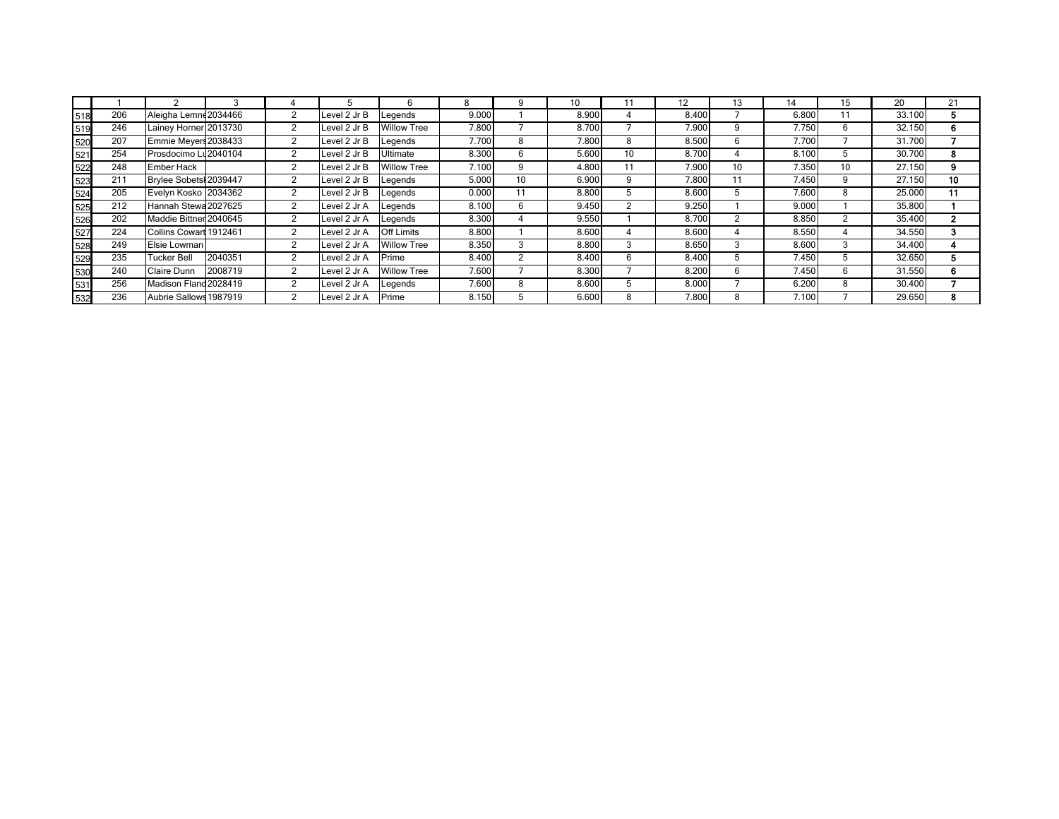| | 1 | 2 | 3 | 4 | 5 | 6 | 8 | 9 | 10 | 11 | 12 | 13 | 14 | 15 | 20 | 21 |
|---|---|---|---|---|---|---|---|---|---|---|---|---|---|---|---|---|
| 518 | 206 | Aleigha Lemne | 2034466 | 2 | Level 2 Jr B | Legends | 9.000 | 1 | 8.900 | 4 | 8.400 | 7 | 6.800 | 11 | 33.100 | **5** |
| 519 | 246 | Lainey Horner | 2013730 | 2 | Level 2 Jr B | Willow Tree | 7.800 | 7 | 8.700 | 7 | 7.900 | 9 | 7.750 | 6 | 32.150 | **6** |
| 520 | 207 | Emmie Meyers | 2038433 | 2 | Level 2 Jr B | Legends | 7.700 | 8 | 7.800 | 8 | 8.500 | 6 | 7.700 | 7 | 31.700 | **7** |
| 521 | 254 | Prosdocimo Lu | 2040104 | 2 | Level 2 Jr B | Ultimate | 8.300 | 6 | 5.600 | 10 | 8.700 | 4 | 8.100 | 5 | 30.700 | **8** |
| 522 | 248 | Ember Hack | | 2 | Level 2 Jr B | Willow Tree | 7.100 | 9 | 4.800 | 11 | 7.900 | 10 | 7.350 | 10 | 27.150 | **9** |
| 523 | 211 | Brylee Sobetsk | 2039447 | 2 | Level 2 Jr B | Legends | 5.000 | 10 | 6.900 | 9 | 7.800 | 11 | 7.450 | 9 | 27.150 | **10** |
| 524 | 205 | Evelyn Kosko | 2034362 | 2 | Level 2 Jr B | Legends | 0.000 | 11 | 8.800 | 5 | 8.600 | 5 | 7.600 | 8 | 25.000 | **11** |
| 525 | 212 | Hannah Stewa | 2027625 | 2 | Level 2 Jr A | Legends | 8.100 | 6 | 9.450 | 2 | 9.250 | 1 | 9.000 | 1 | 35.800 | **1** |
| 526 | 202 | Maddie Bittner | 2040645 | 2 | Level 2 Jr A | Legends | 8.300 | 4 | 9.550 | 1 | 8.700 | 2 | 8.850 | 2 | 35.400 | **2** |
| 527 | 224 | Collins Cowart | 1912461 | 2 | Level 2 Jr A | Off Limits | 8.800 | 1 | 8.600 | 4 | 8.600 | 4 | 8.550 | 4 | 34.550 | **3** |
| 528 | 249 | Elsie Lowman | | 2 | Level 2 Jr A | Willow Tree | 8.350 | 3 | 8.800 | 3 | 8.650 | 3 | 8.600 | 3 | 34.400 | **4** |
| 529 | 235 | Tucker Bell | 2040351 | 2 | Level 2 Jr A | Prime | 8.400 | 2 | 8.400 | 6 | 8.400 | 5 | 7.450 | 5 | 32.650 | **5** |
| 530 | 240 | Claire Dunn | 2008719 | 2 | Level 2 Jr A | Willow Tree | 7.600 | 7 | 8.300 | 7 | 8.200 | 6 | 7.450 | 6 | 31.550 | **6** |
| 531 | 256 | Madison Fland | 2028419 | 2 | Level 2 Jr A | Legends | 7.600 | 8 | 8.600 | 5 | 8.000 | 7 | 6.200 | 8 | 30.400 | **7** |
| 532 | 236 | Aubrie Sallows | 1987919 | 2 | Level 2 Jr A | Prime | 8.150 | 5 | 6.600 | 8 | 7.800 | 8 | 7.100 | 7 | 29.650 | **8** |